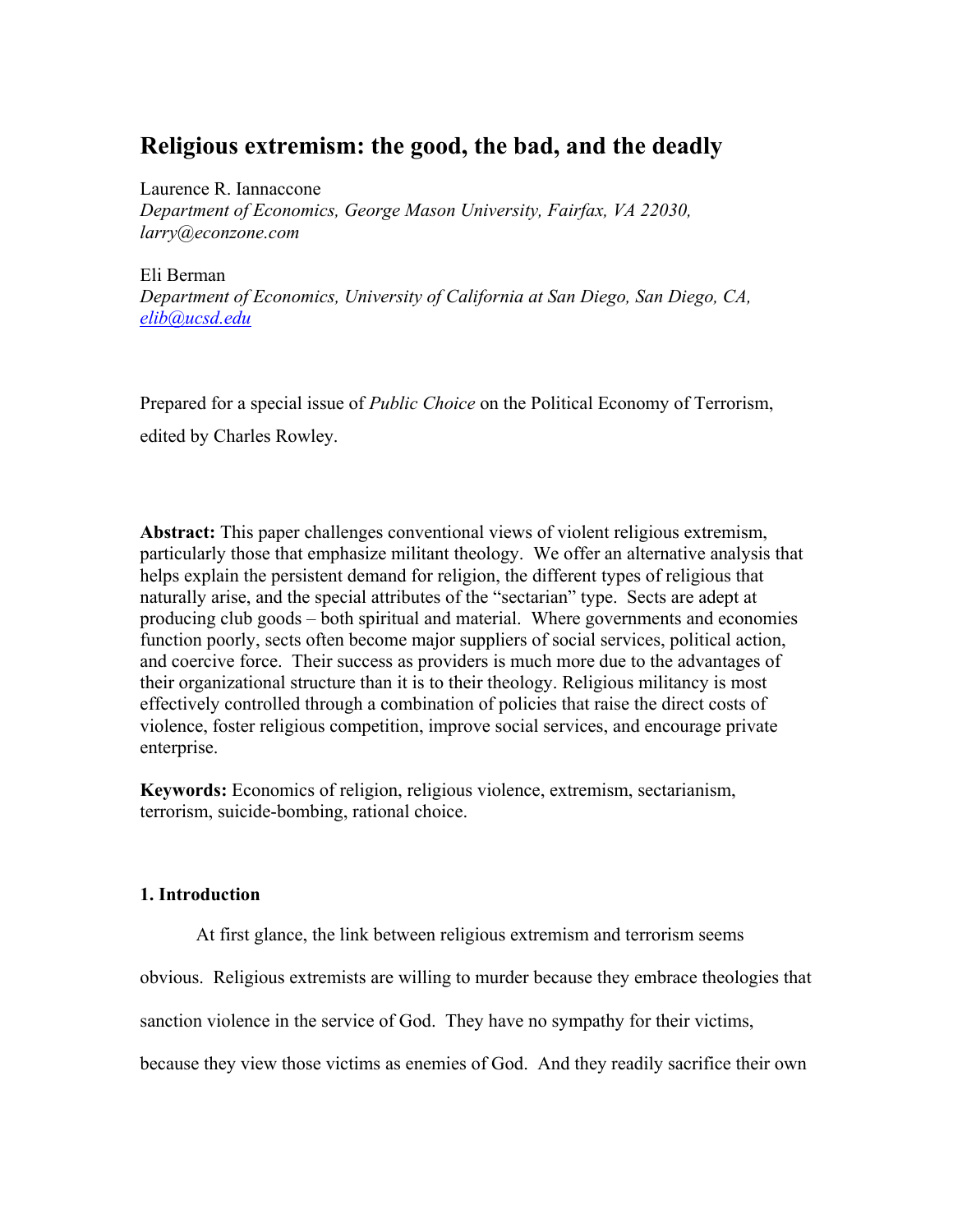# Religious extremism: the good, the bad, and the deadly

Laurence R. Iannaccone
*Department of Economics, George Mason University, Fairfax, VA 22030, larry@econzone.com*

Eli Berman
*Department of Economics, University of California at San Diego, San Diego, CA, elib@ucsd.edu*

Prepared for a special issue of *Public Choice* on the Political Economy of Terrorism, edited by Charles Rowley.

**Abstract:** This paper challenges conventional views of violent religious extremism, particularly those that emphasize militant theology. We offer an alternative analysis that helps explain the persistent demand for religion, the different types of religious that naturally arise, and the special attributes of the "sectarian" type. Sects are adept at producing club goods – both spiritual and material. Where governments and economies function poorly, sects often become major suppliers of social services, political action, and coercive force. Their success as providers is much more due to the advantages of their organizational structure than it is to their theology. Religious militancy is most effectively controlled through a combination of policies that raise the direct costs of violence, foster religious competition, improve social services, and encourage private enterprise.

**Keywords:** Economics of religion, religious violence, extremism, sectarianism, terrorism, suicide-bombing, rational choice.

### 1. Introduction

At first glance, the link between religious extremism and terrorism seems obvious. Religious extremists are willing to murder because they embrace theologies that sanction violence in the service of God. They have no sympathy for their victims, because they view those victims as enemies of God. And they readily sacrifice their own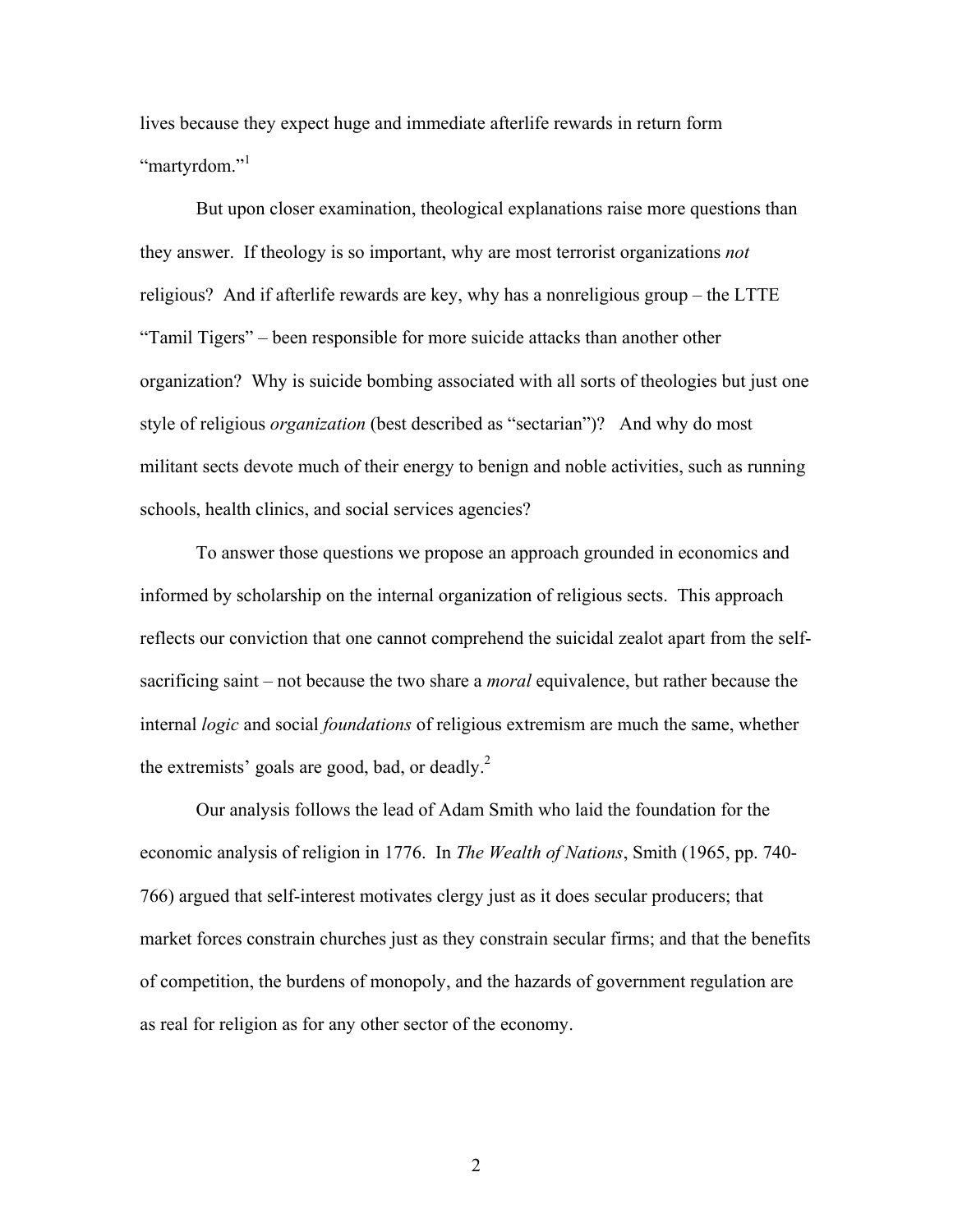lives because they expect huge and immediate afterlife rewards in return form "martyrdom."[1]

But upon closer examination, theological explanations raise more questions than they answer. If theology is so important, why are most terrorist organizations *not* religious? And if afterlife rewards are key, why has a nonreligious group – the LTTE "Tamil Tigers" – been responsible for more suicide attacks than another other organization? Why is suicide bombing associated with all sorts of theologies but just one style of religious *organization* (best described as "sectarian")? And why do most militant sects devote much of their energy to benign and noble activities, such as running schools, health clinics, and social services agencies?

To answer those questions we propose an approach grounded in economics and informed by scholarship on the internal organization of religious sects. This approach reflects our conviction that one cannot comprehend the suicidal zealot apart from the self-sacrificing saint – not because the two share a *moral* equivalence, but rather because the internal *logic* and social *foundations* of religious extremism are much the same, whether the extremists' goals are good, bad, or deadly.[2]

Our analysis follows the lead of Adam Smith who laid the foundation for the economic analysis of religion in 1776. In *The Wealth of Nations*, Smith (1965, pp. 740-766) argued that self-interest motivates clergy just as it does secular producers; that market forces constrain churches just as they constrain secular firms; and that the benefits of competition, the burdens of monopoly, and the hazards of government regulation are as real for religion as for any other sector of the economy.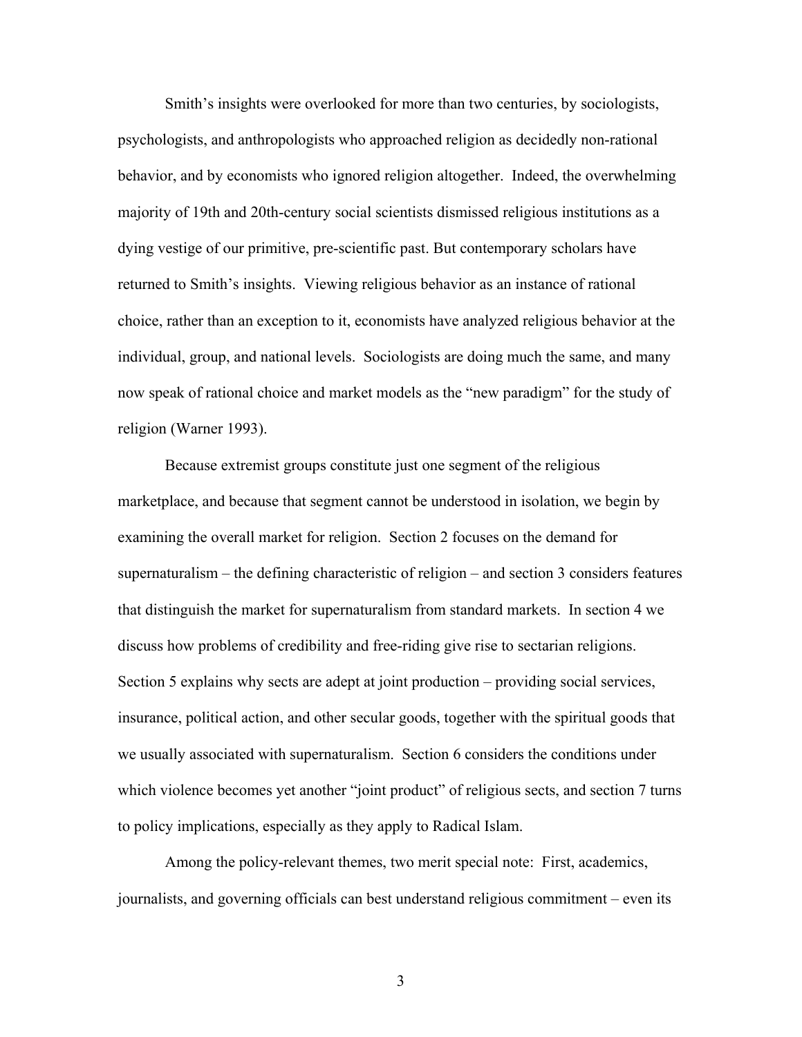Smith's insights were overlooked for more than two centuries, by sociologists, psychologists, and anthropologists who approached religion as decidedly non-rational behavior, and by economists who ignored religion altogether. Indeed, the overwhelming majority of 19th and 20th-century social scientists dismissed religious institutions as a dying vestige of our primitive, pre-scientific past. But contemporary scholars have returned to Smith's insights. Viewing religious behavior as an instance of rational choice, rather than an exception to it, economists have analyzed religious behavior at the individual, group, and national levels. Sociologists are doing much the same, and many now speak of rational choice and market models as the "new paradigm" for the study of religion (Warner 1993).

Because extremist groups constitute just one segment of the religious marketplace, and because that segment cannot be understood in isolation, we begin by examining the overall market for religion. Section 2 focuses on the demand for supernaturalism – the defining characteristic of religion – and section 3 considers features that distinguish the market for supernaturalism from standard markets. In section 4 we discuss how problems of credibility and free-riding give rise to sectarian religions. Section 5 explains why sects are adept at joint production – providing social services, insurance, political action, and other secular goods, together with the spiritual goods that we usually associated with supernaturalism. Section 6 considers the conditions under which violence becomes yet another "joint product" of religious sects, and section 7 turns to policy implications, especially as they apply to Radical Islam.

Among the policy-relevant themes, two merit special note: First, academics, journalists, and governing officials can best understand religious commitment – even its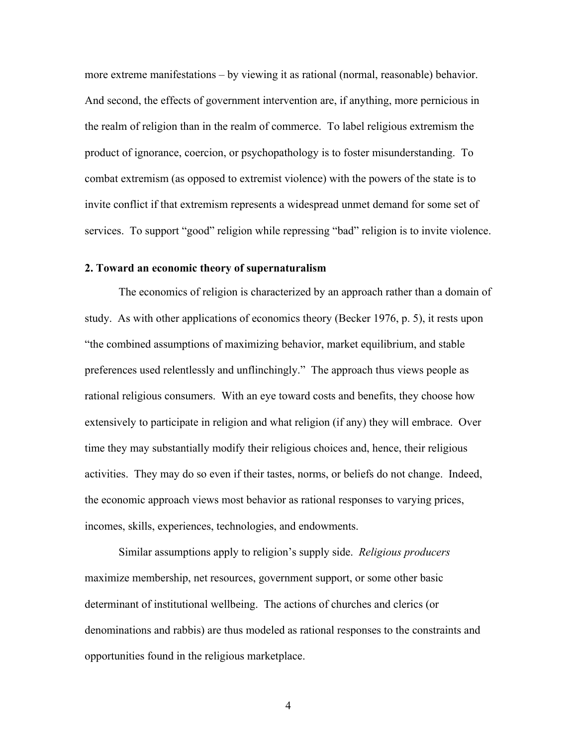more extreme manifestations – by viewing it as rational (normal, reasonable) behavior. And second, the effects of government intervention are, if anything, more pernicious in the realm of religion than in the realm of commerce. To label religious extremism the product of ignorance, coercion, or psychopathology is to foster misunderstanding. To combat extremism (as opposed to extremist violence) with the powers of the state is to invite conflict if that extremism represents a widespread unmet demand for some set of services. To support "good" religion while repressing "bad" religion is to invite violence.

## 2. Toward an economic theory of supernaturalism

The economics of religion is characterized by an approach rather than a domain of study. As with other applications of economics theory (Becker 1976, p. 5), it rests upon "the combined assumptions of maximizing behavior, market equilibrium, and stable preferences used relentlessly and unflinchingly." The approach thus views people as rational religious consumers. With an eye toward costs and benefits, they choose how extensively to participate in religion and what religion (if any) they will embrace. Over time they may substantially modify their religious choices and, hence, their religious activities. They may do so even if their tastes, norms, or beliefs do not change. Indeed, the economic approach views most behavior as rational responses to varying prices, incomes, skills, experiences, technologies, and endowments.

Similar assumptions apply to religion's supply side. *Religious producers* maximize membership, net resources, government support, or some other basic determinant of institutional wellbeing. The actions of churches and clerics (or denominations and rabbis) are thus modeled as rational responses to the constraints and opportunities found in the religious marketplace.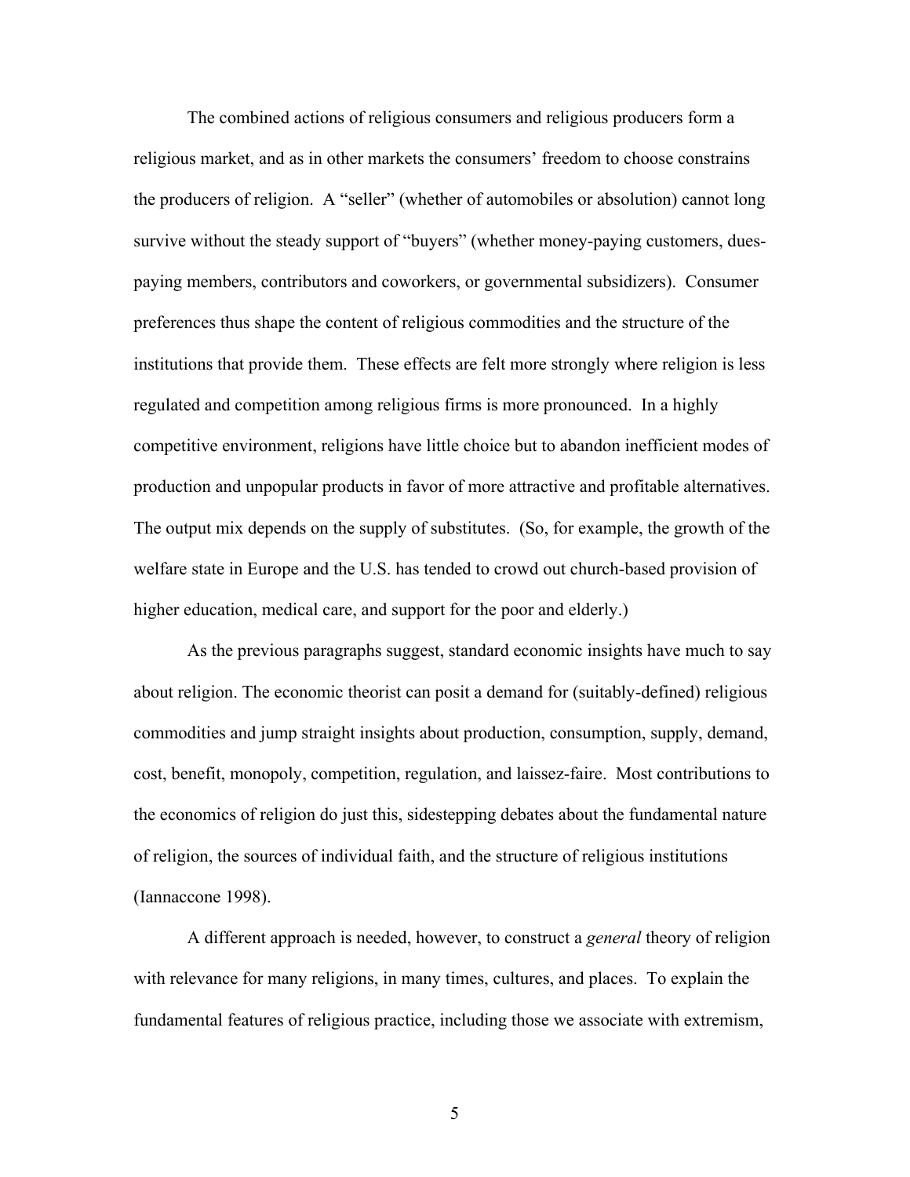The combined actions of religious consumers and religious producers form a religious market, and as in other markets the consumers' freedom to choose constrains the producers of religion. A "seller" (whether of automobiles or absolution) cannot long survive without the steady support of "buyers" (whether money-paying customers, dues-paying members, contributors and coworkers, or governmental subsidizers). Consumer preferences thus shape the content of religious commodities and the structure of the institutions that provide them. These effects are felt more strongly where religion is less regulated and competition among religious firms is more pronounced. In a highly competitive environment, religions have little choice but to abandon inefficient modes of production and unpopular products in favor of more attractive and profitable alternatives. The output mix depends on the supply of substitutes. (So, for example, the growth of the welfare state in Europe and the U.S. has tended to crowd out church-based provision of higher education, medical care, and support for the poor and elderly.)

As the previous paragraphs suggest, standard economic insights have much to say about religion. The economic theorist can posit a demand for (suitably-defined) religious commodities and jump straight insights about production, consumption, supply, demand, cost, benefit, monopoly, competition, regulation, and laissez-faire. Most contributions to the economics of religion do just this, sidestepping debates about the fundamental nature of religion, the sources of individual faith, and the structure of religious institutions (Iannaccone 1998).

A different approach is needed, however, to construct a *general* theory of religion with relevance for many religions, in many times, cultures, and places. To explain the fundamental features of religious practice, including those we associate with extremism,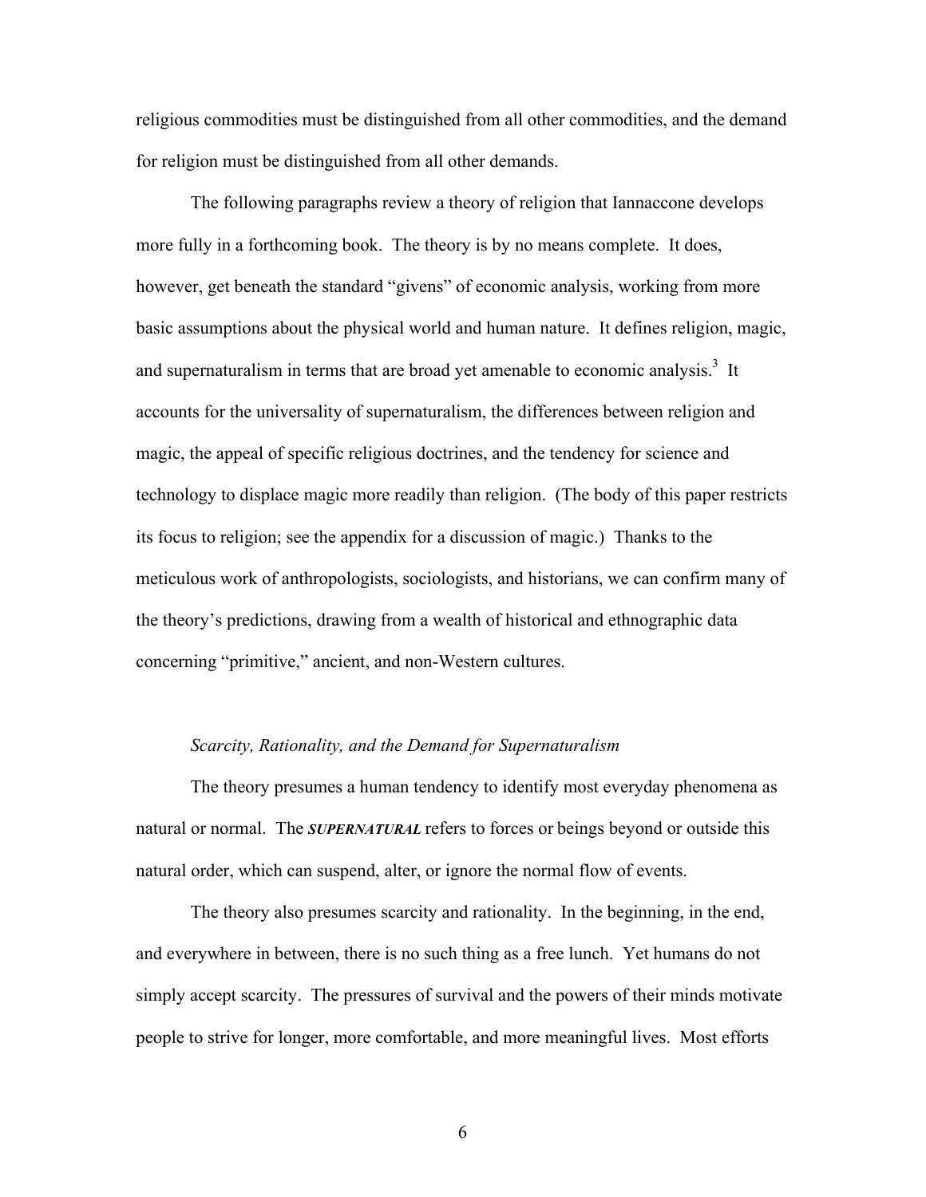religious commodities must be distinguished from all other commodities, and the demand for religion must be distinguished from all other demands.

The following paragraphs review a theory of religion that Iannaccone develops more fully in a forthcoming book. The theory is by no means complete. It does, however, get beneath the standard "givens" of economic analysis, working from more basic assumptions about the physical world and human nature. It defines religion, magic, and supernaturalism in terms that are broad yet amenable to economic analysis.[3] It accounts for the universality of supernaturalism, the differences between religion and magic, the appeal of specific religious doctrines, and the tendency for science and technology to displace magic more readily than religion. (The body of this paper restricts its focus to religion; see the appendix for a discussion of magic.) Thanks to the meticulous work of anthropologists, sociologists, and historians, we can confirm many of the theory's predictions, drawing from a wealth of historical and ethnographic data concerning "primitive," ancient, and non-Western cultures.

### *Scarcity, Rationality, and the Demand for Supernaturalism*

The theory presumes a human tendency to identify most everyday phenomena as natural or normal. The ***SUPERNATURAL*** refers to forces or beings beyond or outside this natural order, which can suspend, alter, or ignore the normal flow of events.

The theory also presumes scarcity and rationality. In the beginning, in the end, and everywhere in between, there is no such thing as a free lunch. Yet humans do not simply accept scarcity. The pressures of survival and the powers of their minds motivate people to strive for longer, more comfortable, and more meaningful lives. Most efforts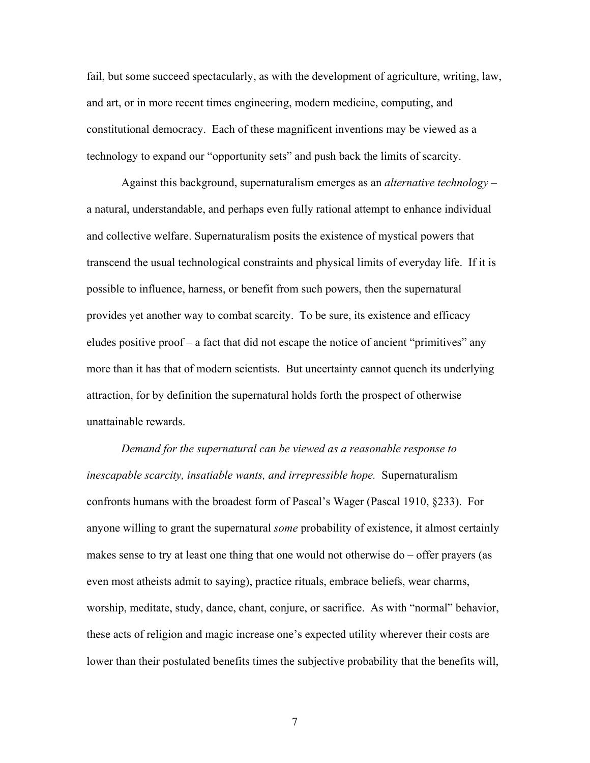fail, but some succeed spectacularly, as with the development of agriculture, writing, law, and art, or in more recent times engineering, modern medicine, computing, and constitutional democracy. Each of these magnificent inventions may be viewed as a technology to expand our "opportunity sets" and push back the limits of scarcity.

Against this background, supernaturalism emerges as an *alternative technology* – a natural, understandable, and perhaps even fully rational attempt to enhance individual and collective welfare. Supernaturalism posits the existence of mystical powers that transcend the usual technological constraints and physical limits of everyday life. If it is possible to influence, harness, or benefit from such powers, then the supernatural provides yet another way to combat scarcity. To be sure, its existence and efficacy eludes positive proof – a fact that did not escape the notice of ancient "primitives" any more than it has that of modern scientists. But uncertainty cannot quench its underlying attraction, for by definition the supernatural holds forth the prospect of otherwise unattainable rewards.

*Demand for the supernatural can be viewed as a reasonable response to inescapable scarcity, insatiable wants, and irrepressible hope.* Supernaturalism confronts humans with the broadest form of Pascal's Wager (Pascal 1910, §233). For anyone willing to grant the supernatural *some* probability of existence, it almost certainly makes sense to try at least one thing that one would not otherwise do – offer prayers (as even most atheists admit to saying), practice rituals, embrace beliefs, wear charms, worship, meditate, study, dance, chant, conjure, or sacrifice. As with "normal" behavior, these acts of religion and magic increase one's expected utility wherever their costs are lower than their postulated benefits times the subjective probability that the benefits will,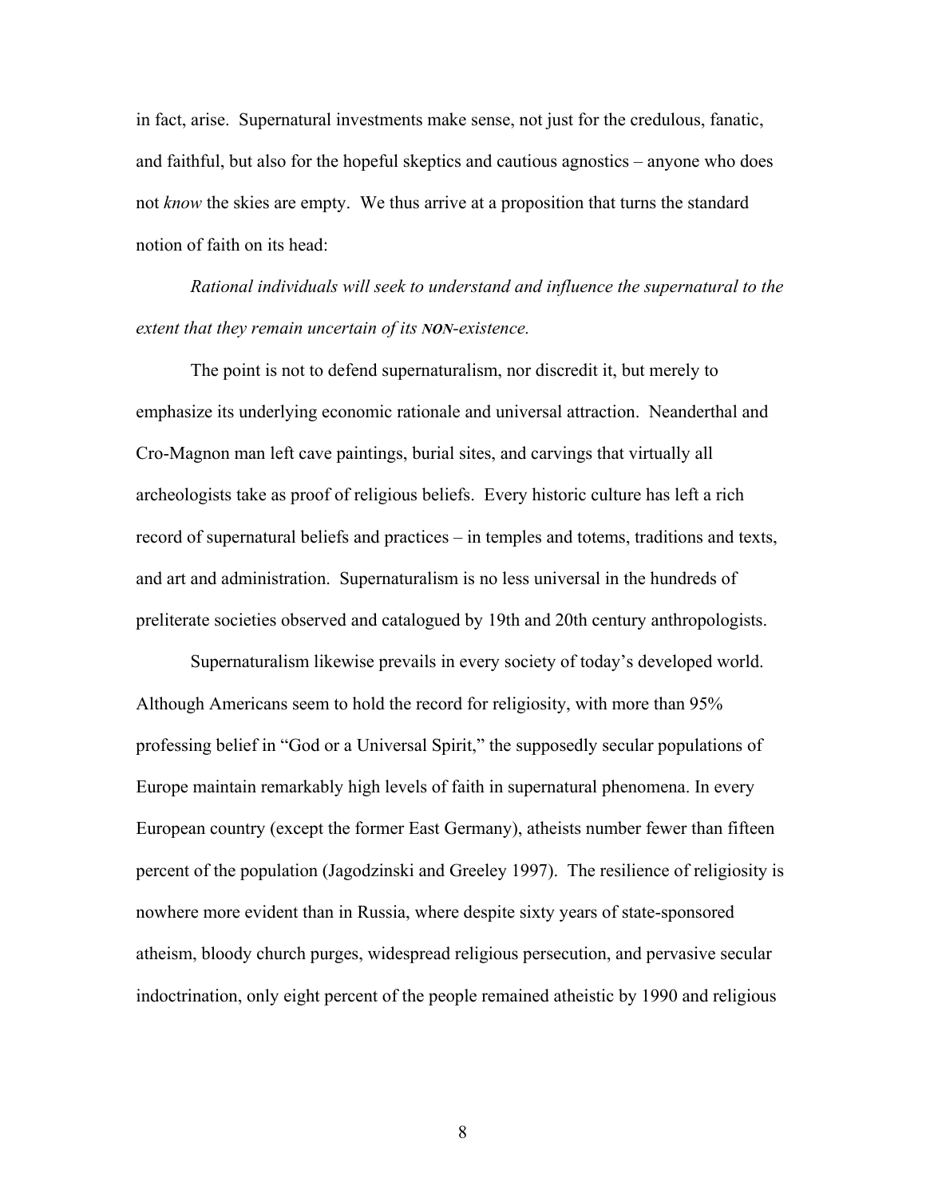in fact, arise. Supernatural investments make sense, not just for the credulous, fanatic, and faithful, but also for the hopeful skeptics and cautious agnostics – anyone who does not *know* the skies are empty. We thus arrive at a proposition that turns the standard notion of faith on its head:

*Rational individuals will seek to understand and influence the supernatural to the extent that they remain uncertain of its **NON**-existence.*

The point is not to defend supernaturalism, nor discredit it, but merely to emphasize its underlying economic rationale and universal attraction. Neanderthal and Cro-Magnon man left cave paintings, burial sites, and carvings that virtually all archeologists take as proof of religious beliefs. Every historic culture has left a rich record of supernatural beliefs and practices – in temples and totems, traditions and texts, and art and administration. Supernaturalism is no less universal in the hundreds of preliterate societies observed and catalogued by 19th and 20th century anthropologists.

Supernaturalism likewise prevails in every society of today's developed world. Although Americans seem to hold the record for religiosity, with more than 95% professing belief in "God or a Universal Spirit," the supposedly secular populations of Europe maintain remarkably high levels of faith in supernatural phenomena. In every European country (except the former East Germany), atheists number fewer than fifteen percent of the population (Jagodzinski and Greeley 1997). The resilience of religiosity is nowhere more evident than in Russia, where despite sixty years of state-sponsored atheism, bloody church purges, widespread religious persecution, and pervasive secular indoctrination, only eight percent of the people remained atheistic by 1990 and religious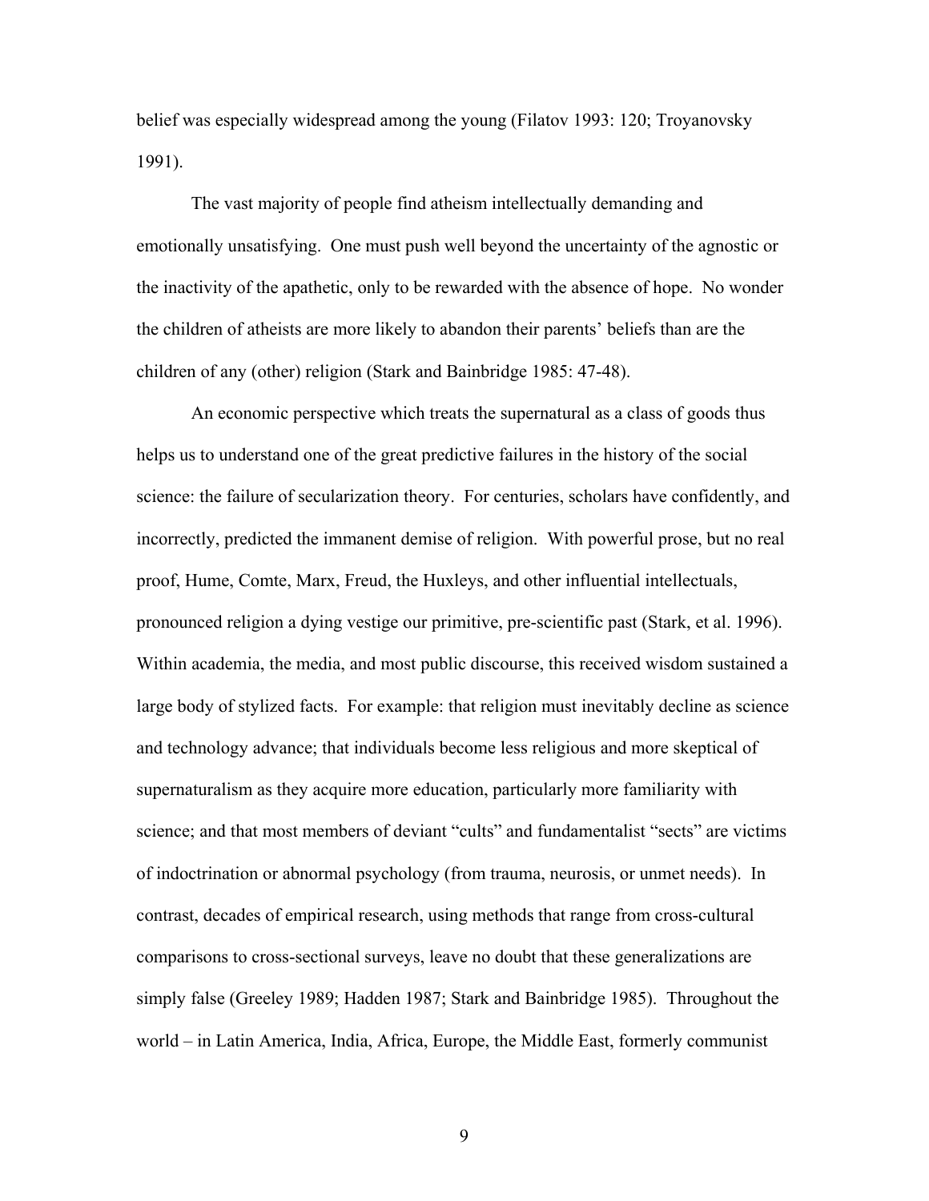belief was especially widespread among the young (Filatov 1993: 120; Troyanovsky 1991).

The vast majority of people find atheism intellectually demanding and emotionally unsatisfying. One must push well beyond the uncertainty of the agnostic or the inactivity of the apathetic, only to be rewarded with the absence of hope. No wonder the children of atheists are more likely to abandon their parents' beliefs than are the children of any (other) religion (Stark and Bainbridge 1985: 47-48).

An economic perspective which treats the supernatural as a class of goods thus helps us to understand one of the great predictive failures in the history of the social science: the failure of secularization theory. For centuries, scholars have confidently, and incorrectly, predicted the immanent demise of religion. With powerful prose, but no real proof, Hume, Comte, Marx, Freud, the Huxleys, and other influential intellectuals, pronounced religion a dying vestige our primitive, pre-scientific past (Stark, et al. 1996). Within academia, the media, and most public discourse, this received wisdom sustained a large body of stylized facts. For example: that religion must inevitably decline as science and technology advance; that individuals become less religious and more skeptical of supernaturalism as they acquire more education, particularly more familiarity with science; and that most members of deviant "cults" and fundamentalist "sects" are victims of indoctrination or abnormal psychology (from trauma, neurosis, or unmet needs). In contrast, decades of empirical research, using methods that range from cross-cultural comparisons to cross-sectional surveys, leave no doubt that these generalizations are simply false (Greeley 1989; Hadden 1987; Stark and Bainbridge 1985). Throughout the world – in Latin America, India, Africa, Europe, the Middle East, formerly communist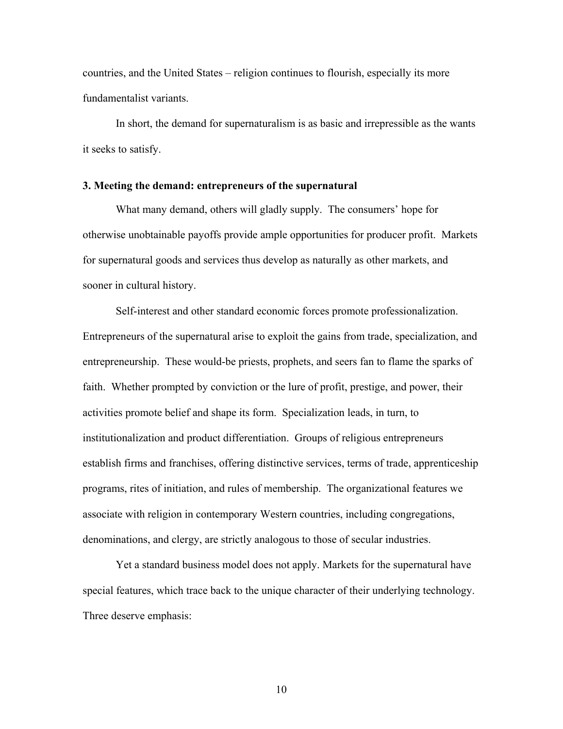countries, and the United States – religion continues to flourish, especially its more fundamentalist variants.

In short, the demand for supernaturalism is as basic and irrepressible as the wants it seeks to satisfy.

### 3. Meeting the demand: entrepreneurs of the supernatural

What many demand, others will gladly supply. The consumers' hope for otherwise unobtainable payoffs provide ample opportunities for producer profit. Markets for supernatural goods and services thus develop as naturally as other markets, and sooner in cultural history.

Self-interest and other standard economic forces promote professionalization. Entrepreneurs of the supernatural arise to exploit the gains from trade, specialization, and entrepreneurship. These would-be priests, prophets, and seers fan to flame the sparks of faith. Whether prompted by conviction or the lure of profit, prestige, and power, their activities promote belief and shape its form. Specialization leads, in turn, to institutionalization and product differentiation. Groups of religious entrepreneurs establish firms and franchises, offering distinctive services, terms of trade, apprenticeship programs, rites of initiation, and rules of membership. The organizational features we associate with religion in contemporary Western countries, including congregations, denominations, and clergy, are strictly analogous to those of secular industries.

Yet a standard business model does not apply. Markets for the supernatural have special features, which trace back to the unique character of their underlying technology. Three deserve emphasis: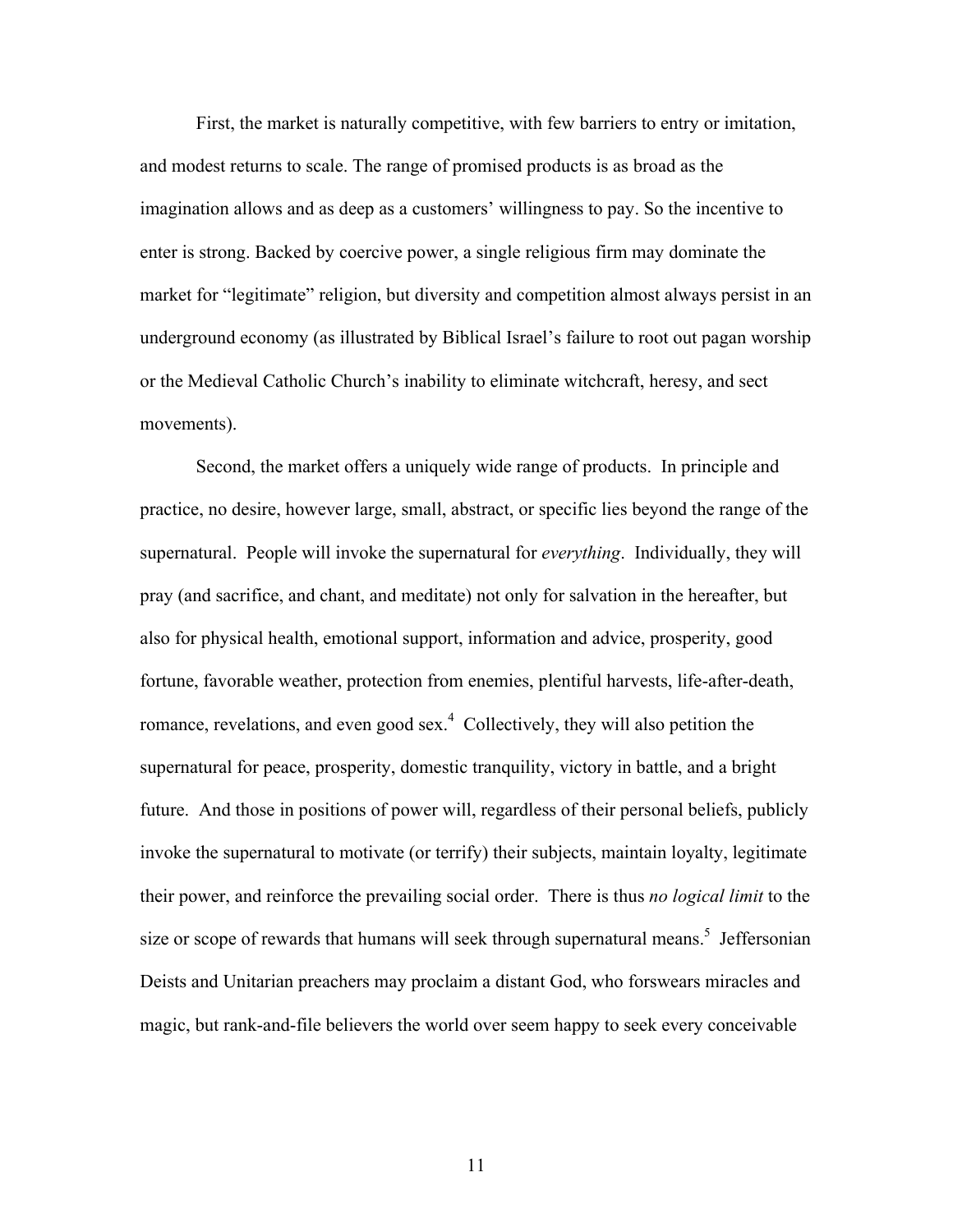First, the market is naturally competitive, with few barriers to entry or imitation, and modest returns to scale. The range of promised products is as broad as the imagination allows and as deep as a customers' willingness to pay. So the incentive to enter is strong. Backed by coercive power, a single religious firm may dominate the market for "legitimate" religion, but diversity and competition almost always persist in an underground economy (as illustrated by Biblical Israel's failure to root out pagan worship or the Medieval Catholic Church's inability to eliminate witchcraft, heresy, and sect movements).

Second, the market offers a uniquely wide range of products. In principle and practice, no desire, however large, small, abstract, or specific lies beyond the range of the supernatural. People will invoke the supernatural for *everything*. Individually, they will pray (and sacrifice, and chant, and meditate) not only for salvation in the hereafter, but also for physical health, emotional support, information and advice, prosperity, good fortune, favorable weather, protection from enemies, plentiful harvests, life-after-death, romance, revelations, and even good sex.[4] Collectively, they will also petition the supernatural for peace, prosperity, domestic tranquility, victory in battle, and a bright future. And those in positions of power will, regardless of their personal beliefs, publicly invoke the supernatural to motivate (or terrify) their subjects, maintain loyalty, legitimate their power, and reinforce the prevailing social order. There is thus *no logical limit* to the size or scope of rewards that humans will seek through supernatural means.[5] Jeffersonian Deists and Unitarian preachers may proclaim a distant God, who forswears miracles and magic, but rank-and-file believers the world over seem happy to seek every conceivable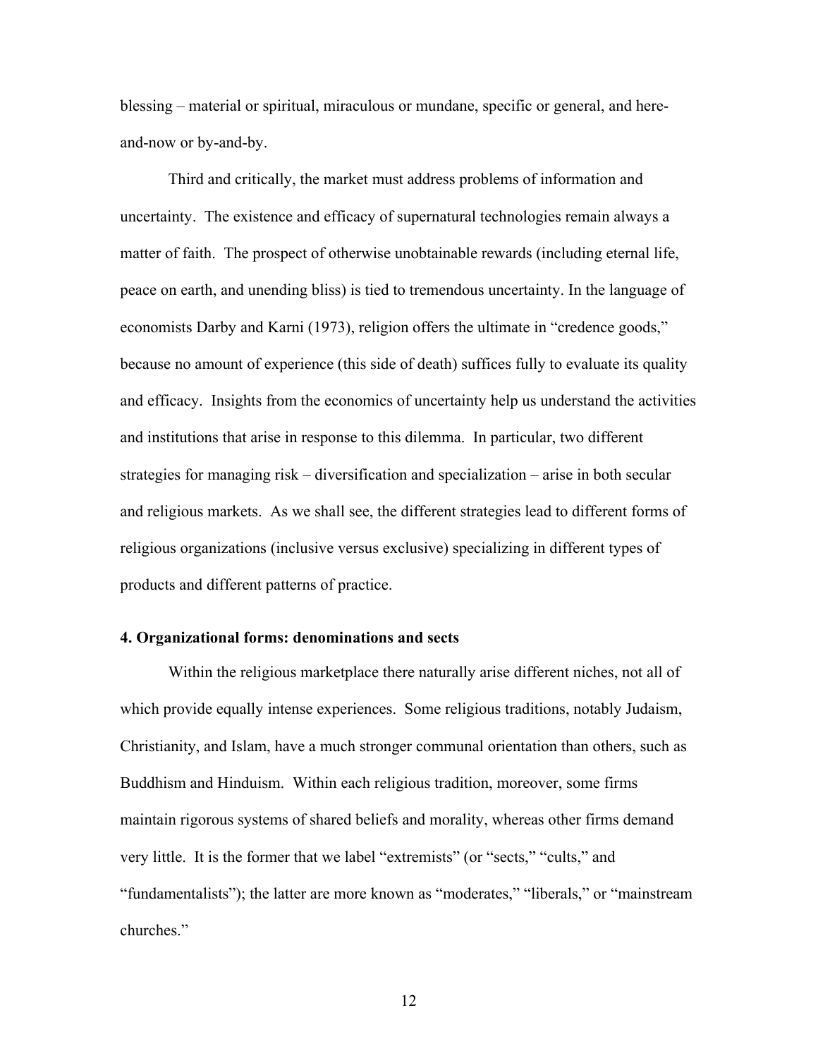blessing – material or spiritual, miraculous or mundane, specific or general, and here-and-now or by-and-by.

Third and critically, the market must address problems of information and uncertainty. The existence and efficacy of supernatural technologies remain always a matter of faith. The prospect of otherwise unobtainable rewards (including eternal life, peace on earth, and unending bliss) is tied to tremendous uncertainty. In the language of economists Darby and Karni (1973), religion offers the ultimate in "credence goods," because no amount of experience (this side of death) suffices fully to evaluate its quality and efficacy. Insights from the economics of uncertainty help us understand the activities and institutions that arise in response to this dilemma. In particular, two different strategies for managing risk – diversification and specialization – arise in both secular and religious markets. As we shall see, the different strategies lead to different forms of religious organizations (inclusive versus exclusive) specializing in different types of products and different patterns of practice.

**4. Organizational forms: denominations and sects**

Within the religious marketplace there naturally arise different niches, not all of which provide equally intense experiences. Some religious traditions, notably Judaism, Christianity, and Islam, have a much stronger communal orientation than others, such as Buddhism and Hinduism. Within each religious tradition, moreover, some firms maintain rigorous systems of shared beliefs and morality, whereas other firms demand very little. It is the former that we label "extremists" (or "sects," "cults," and "fundamentalists"); the latter are more known as "moderates," "liberals," or "mainstream churches."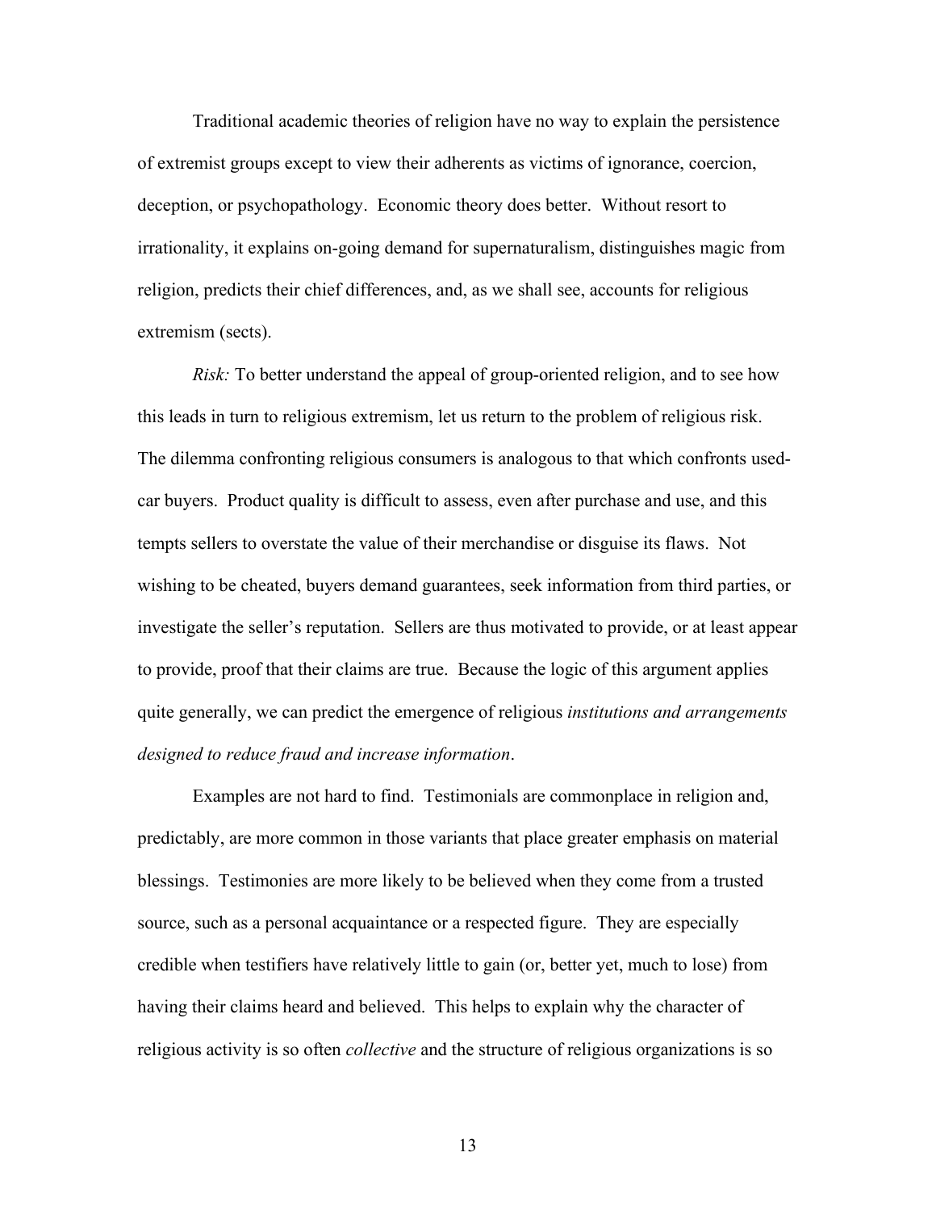Traditional academic theories of religion have no way to explain the persistence of extremist groups except to view their adherents as victims of ignorance, coercion, deception, or psychopathology. Economic theory does better. Without resort to irrationality, it explains on-going demand for supernaturalism, distinguishes magic from religion, predicts their chief differences, and, as we shall see, accounts for religious extremism (sects).

*Risk:* To better understand the appeal of group-oriented religion, and to see how this leads in turn to religious extremism, let us return to the problem of religious risk. The dilemma confronting religious consumers is analogous to that which confronts used-car buyers. Product quality is difficult to assess, even after purchase and use, and this tempts sellers to overstate the value of their merchandise or disguise its flaws. Not wishing to be cheated, buyers demand guarantees, seek information from third parties, or investigate the seller's reputation. Sellers are thus motivated to provide, or at least appear to provide, proof that their claims are true. Because the logic of this argument applies quite generally, we can predict the emergence of religious *institutions and arrangements designed to reduce fraud and increase information*.

Examples are not hard to find. Testimonials are commonplace in religion and, predictably, are more common in those variants that place greater emphasis on material blessings. Testimonies are more likely to be believed when they come from a trusted source, such as a personal acquaintance or a respected figure. They are especially credible when testifiers have relatively little to gain (or, better yet, much to lose) from having their claims heard and believed. This helps to explain why the character of religious activity is so often *collective* and the structure of religious organizations is so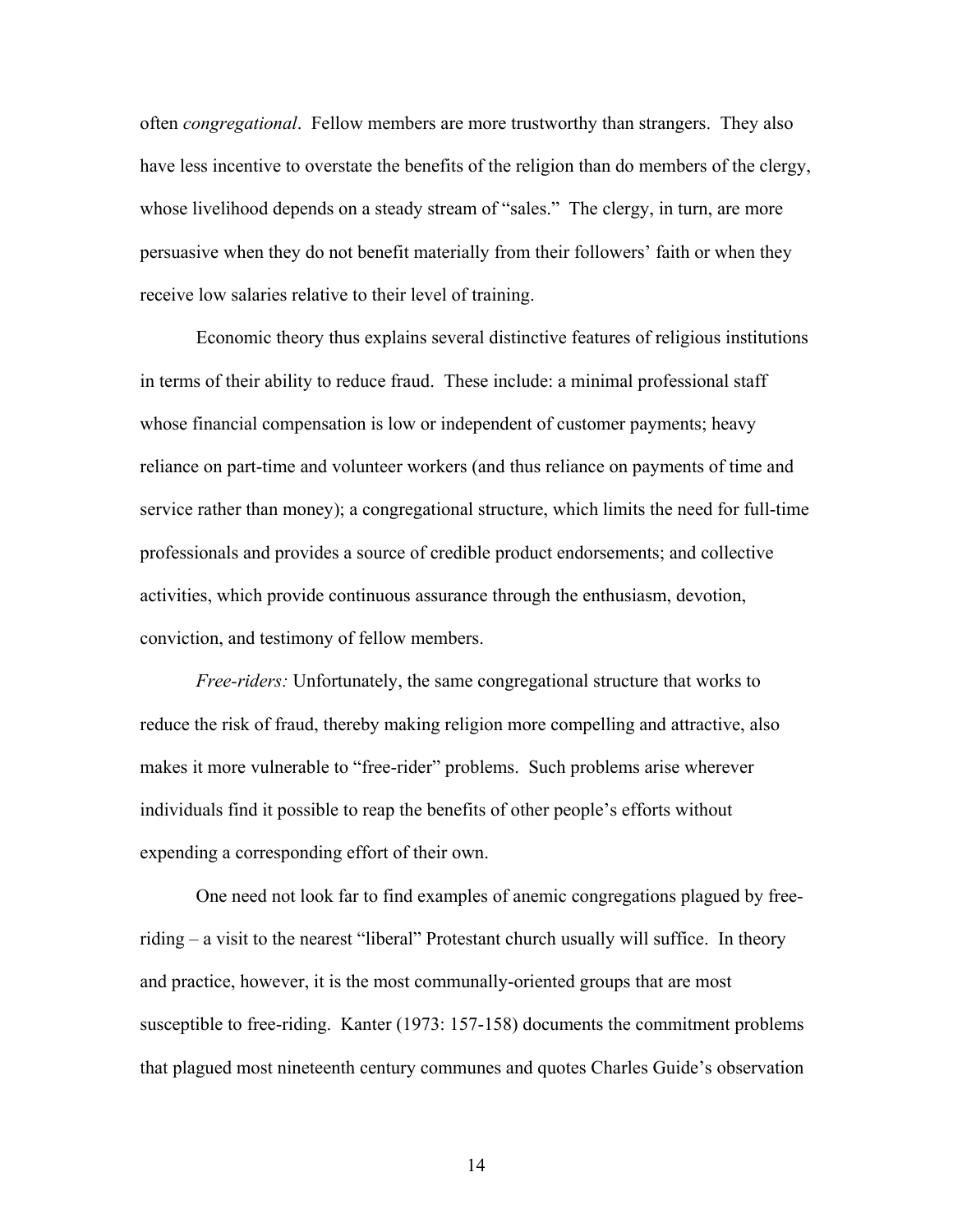often *congregational*. Fellow members are more trustworthy than strangers. They also have less incentive to overstate the benefits of the religion than do members of the clergy, whose livelihood depends on a steady stream of "sales." The clergy, in turn, are more persuasive when they do not benefit materially from their followers' faith or when they receive low salaries relative to their level of training.

Economic theory thus explains several distinctive features of religious institutions in terms of their ability to reduce fraud. These include: a minimal professional staff whose financial compensation is low or independent of customer payments; heavy reliance on part-time and volunteer workers (and thus reliance on payments of time and service rather than money); a congregational structure, which limits the need for full-time professionals and provides a source of credible product endorsements; and collective activities, which provide continuous assurance through the enthusiasm, devotion, conviction, and testimony of fellow members.

*Free-riders:* Unfortunately, the same congregational structure that works to reduce the risk of fraud, thereby making religion more compelling and attractive, also makes it more vulnerable to "free-rider" problems. Such problems arise wherever individuals find it possible to reap the benefits of other people's efforts without expending a corresponding effort of their own.

One need not look far to find examples of anemic congregations plagued by free-riding – a visit to the nearest "liberal" Protestant church usually will suffice. In theory and practice, however, it is the most communally-oriented groups that are most susceptible to free-riding. Kanter (1973: 157-158) documents the commitment problems that plagued most nineteenth century communes and quotes Charles Guide's observation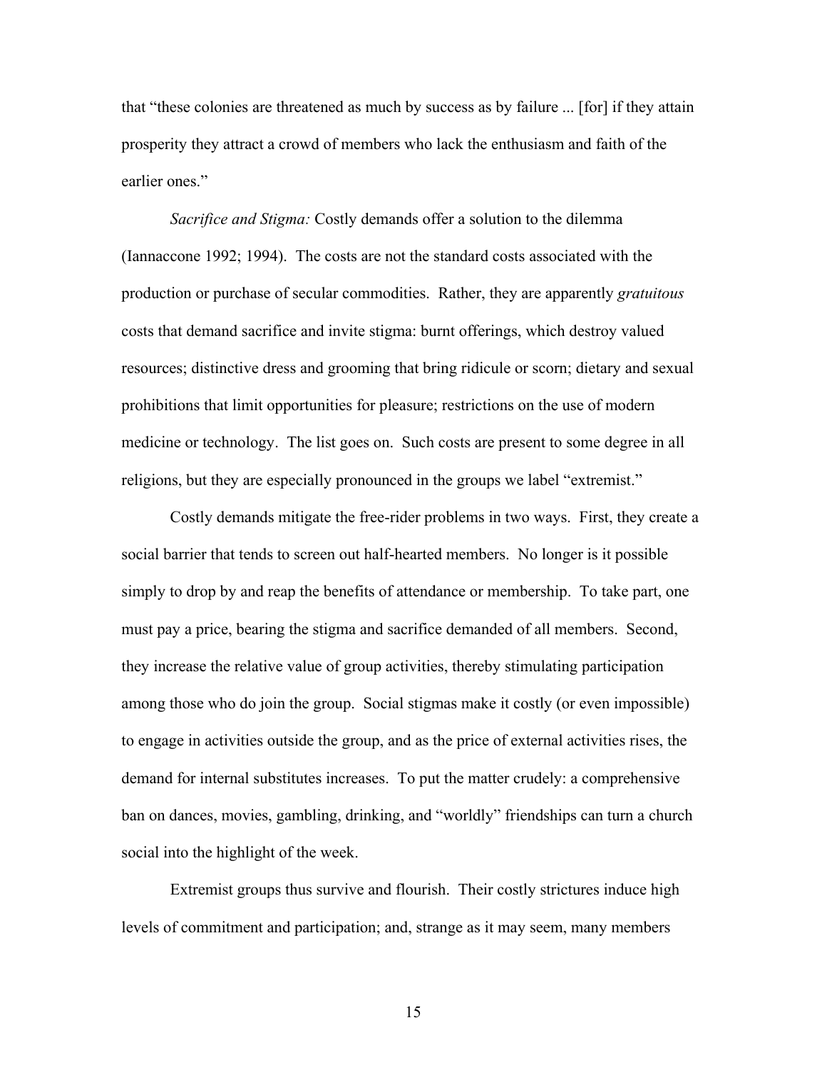that "these colonies are threatened as much by success as by failure ... [for] if they attain prosperity they attract a crowd of members who lack the enthusiasm and faith of the earlier ones."

*Sacrifice and Stigma:* Costly demands offer a solution to the dilemma (Iannaccone 1992; 1994). The costs are not the standard costs associated with the production or purchase of secular commodities. Rather, they are apparently *gratuitous* costs that demand sacrifice and invite stigma: burnt offerings, which destroy valued resources; distinctive dress and grooming that bring ridicule or scorn; dietary and sexual prohibitions that limit opportunities for pleasure; restrictions on the use of modern medicine or technology. The list goes on. Such costs are present to some degree in all religions, but they are especially pronounced in the groups we label "extremist."

Costly demands mitigate the free-rider problems in two ways. First, they create a social barrier that tends to screen out half-hearted members. No longer is it possible simply to drop by and reap the benefits of attendance or membership. To take part, one must pay a price, bearing the stigma and sacrifice demanded of all members. Second, they increase the relative value of group activities, thereby stimulating participation among those who do join the group. Social stigmas make it costly (or even impossible) to engage in activities outside the group, and as the price of external activities rises, the demand for internal substitutes increases. To put the matter crudely: a comprehensive ban on dances, movies, gambling, drinking, and "worldly" friendships can turn a church social into the highlight of the week.

Extremist groups thus survive and flourish. Their costly strictures induce high levels of commitment and participation; and, strange as it may seem, many members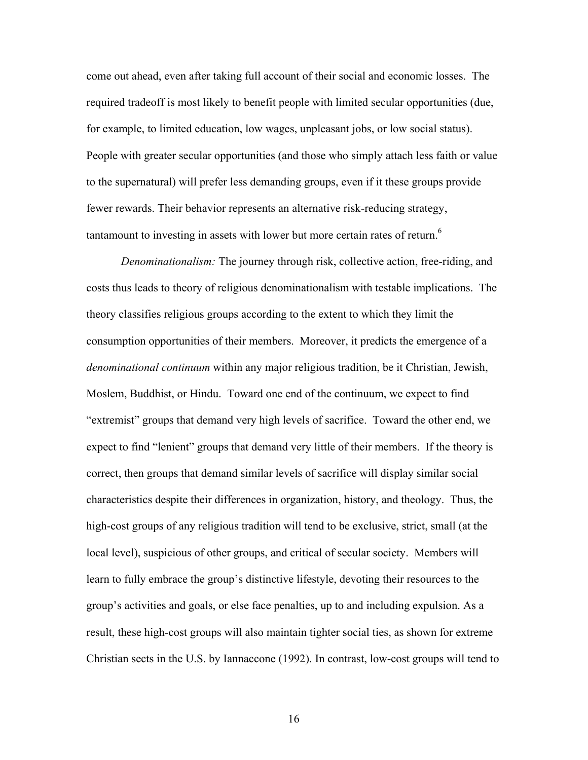come out ahead, even after taking full account of their social and economic losses. The required tradeoff is most likely to benefit people with limited secular opportunities (due, for example, to limited education, low wages, unpleasant jobs, or low social status). People with greater secular opportunities (and those who simply attach less faith or value to the supernatural) will prefer less demanding groups, even if it these groups provide fewer rewards. Their behavior represents an alternative risk-reducing strategy, tantamount to investing in assets with lower but more certain rates of return.[6]

*Denominationalism:* The journey through risk, collective action, free-riding, and costs thus leads to theory of religious denominationalism with testable implications. The theory classifies religious groups according to the extent to which they limit the consumption opportunities of their members. Moreover, it predicts the emergence of a *denominational continuum* within any major religious tradition, be it Christian, Jewish, Moslem, Buddhist, or Hindu. Toward one end of the continuum, we expect to find "extremist" groups that demand very high levels of sacrifice. Toward the other end, we expect to find "lenient" groups that demand very little of their members. If the theory is correct, then groups that demand similar levels of sacrifice will display similar social characteristics despite their differences in organization, history, and theology. Thus, the high-cost groups of any religious tradition will tend to be exclusive, strict, small (at the local level), suspicious of other groups, and critical of secular society. Members will learn to fully embrace the group's distinctive lifestyle, devoting their resources to the group's activities and goals, or else face penalties, up to and including expulsion. As a result, these high-cost groups will also maintain tighter social ties, as shown for extreme Christian sects in the U.S. by Iannaccone (1992). In contrast, low-cost groups will tend to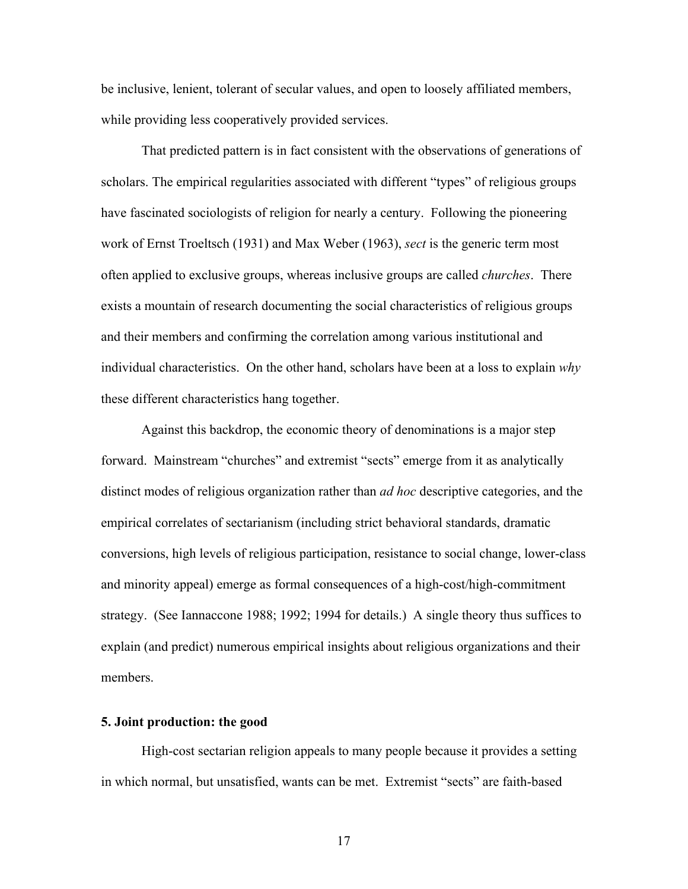be inclusive, lenient, tolerant of secular values, and open to loosely affiliated members, while providing less cooperatively provided services.

That predicted pattern is in fact consistent with the observations of generations of scholars. The empirical regularities associated with different "types" of religious groups have fascinated sociologists of religion for nearly a century. Following the pioneering work of Ernst Troeltsch (1931) and Max Weber (1963), *sect* is the generic term most often applied to exclusive groups, whereas inclusive groups are called *churches*. There exists a mountain of research documenting the social characteristics of religious groups and their members and confirming the correlation among various institutional and individual characteristics. On the other hand, scholars have been at a loss to explain *why* these different characteristics hang together.

Against this backdrop, the economic theory of denominations is a major step forward. Mainstream "churches" and extremist "sects" emerge from it as analytically distinct modes of religious organization rather than *ad hoc* descriptive categories, and the empirical correlates of sectarianism (including strict behavioral standards, dramatic conversions, high levels of religious participation, resistance to social change, lower-class and minority appeal) emerge as formal consequences of a high-cost/high-commitment strategy. (See Iannaccone 1988; 1992; 1994 for details.) A single theory thus suffices to explain (and predict) numerous empirical insights about religious organizations and their members.

## 5. Joint production: the good

High-cost sectarian religion appeals to many people because it provides a setting in which normal, but unsatisfied, wants can be met. Extremist "sects" are faith-based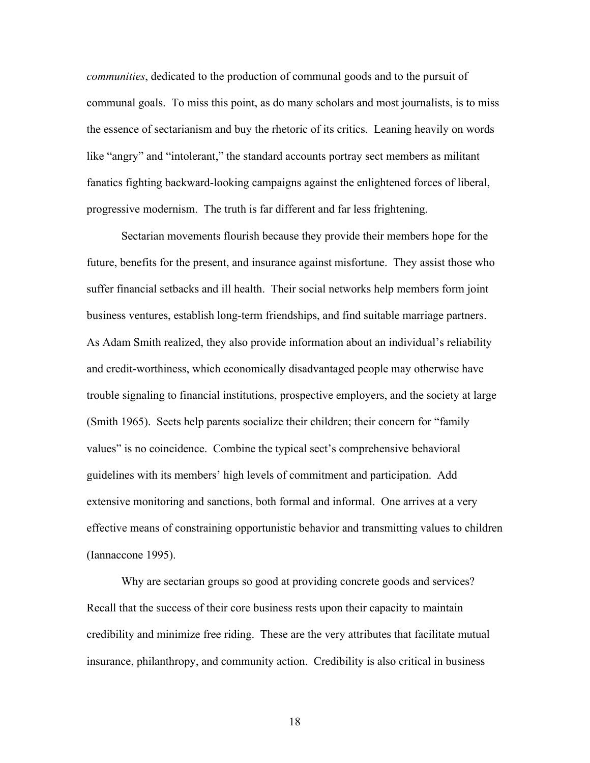*communities*, dedicated to the production of communal goods and to the pursuit of communal goals. To miss this point, as do many scholars and most journalists, is to miss the essence of sectarianism and buy the rhetoric of its critics. Leaning heavily on words like "angry" and "intolerant," the standard accounts portray sect members as militant fanatics fighting backward-looking campaigns against the enlightened forces of liberal, progressive modernism. The truth is far different and far less frightening.

Sectarian movements flourish because they provide their members hope for the future, benefits for the present, and insurance against misfortune. They assist those who suffer financial setbacks and ill health. Their social networks help members form joint business ventures, establish long-term friendships, and find suitable marriage partners. As Adam Smith realized, they also provide information about an individual's reliability and credit-worthiness, which economically disadvantaged people may otherwise have trouble signaling to financial institutions, prospective employers, and the society at large (Smith 1965). Sects help parents socialize their children; their concern for "family values" is no coincidence. Combine the typical sect's comprehensive behavioral guidelines with its members' high levels of commitment and participation. Add extensive monitoring and sanctions, both formal and informal. One arrives at a very effective means of constraining opportunistic behavior and transmitting values to children (Iannaccone 1995).

Why are sectarian groups so good at providing concrete goods and services? Recall that the success of their core business rests upon their capacity to maintain credibility and minimize free riding. These are the very attributes that facilitate mutual insurance, philanthropy, and community action. Credibility is also critical in business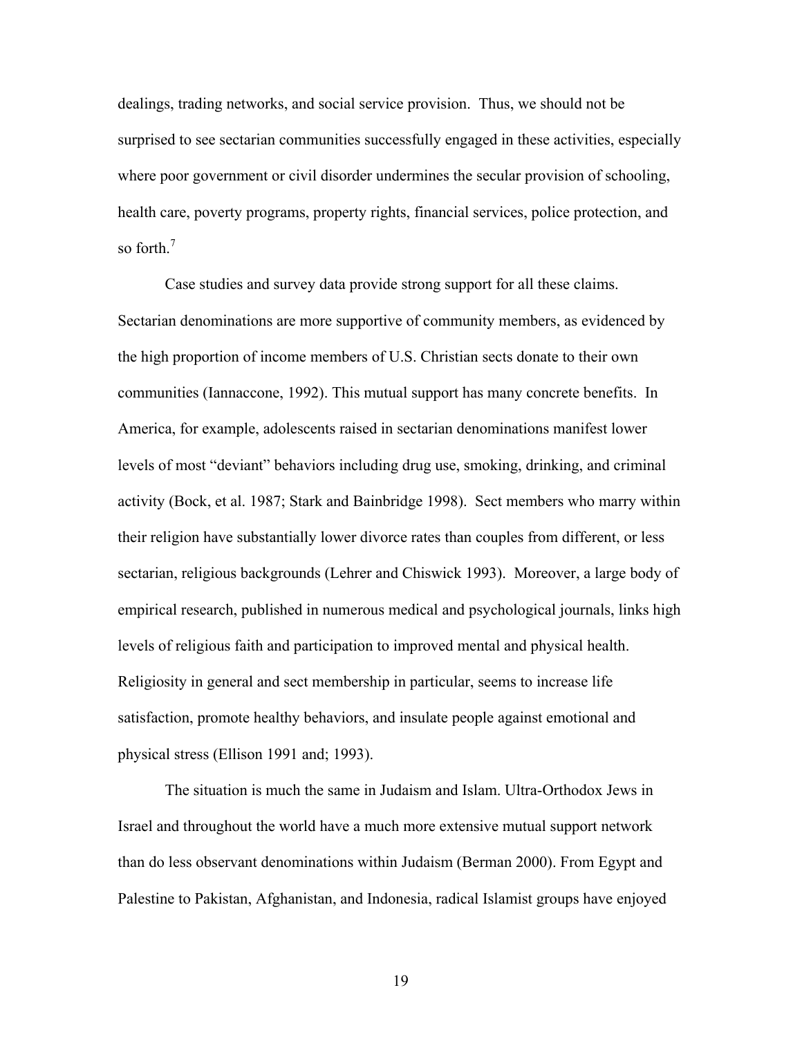dealings, trading networks, and social service provision. Thus, we should not be surprised to see sectarian communities successfully engaged in these activities, especially where poor government or civil disorder undermines the secular provision of schooling, health care, poverty programs, property rights, financial services, police protection, and so forth.[7]

Case studies and survey data provide strong support for all these claims. Sectarian denominations are more supportive of community members, as evidenced by the high proportion of income members of U.S. Christian sects donate to their own communities (Iannaccone, 1992). This mutual support has many concrete benefits. In America, for example, adolescents raised in sectarian denominations manifest lower levels of most "deviant" behaviors including drug use, smoking, drinking, and criminal activity (Bock, et al. 1987; Stark and Bainbridge 1998). Sect members who marry within their religion have substantially lower divorce rates than couples from different, or less sectarian, religious backgrounds (Lehrer and Chiswick 1993). Moreover, a large body of empirical research, published in numerous medical and psychological journals, links high levels of religious faith and participation to improved mental and physical health. Religiosity in general and sect membership in particular, seems to increase life satisfaction, promote healthy behaviors, and insulate people against emotional and physical stress (Ellison 1991 and; 1993).

The situation is much the same in Judaism and Islam. Ultra-Orthodox Jews in Israel and throughout the world have a much more extensive mutual support network than do less observant denominations within Judaism (Berman 2000). From Egypt and Palestine to Pakistan, Afghanistan, and Indonesia, radical Islamist groups have enjoyed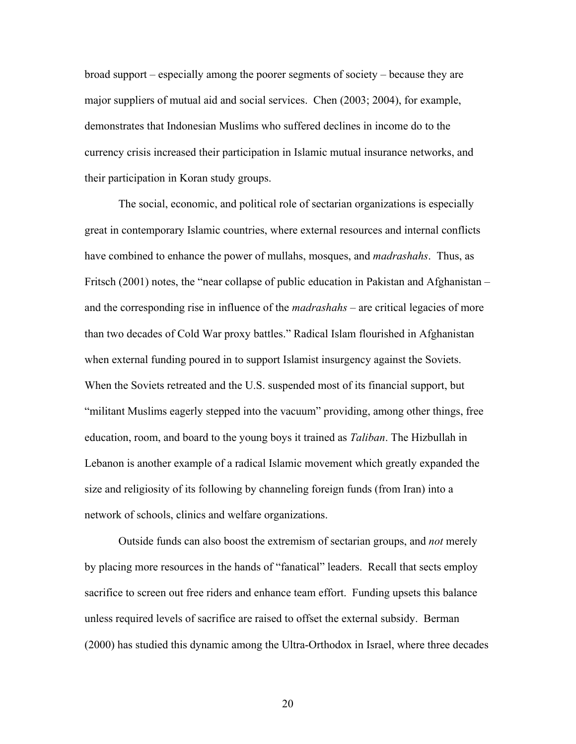broad support – especially among the poorer segments of society – because they are major suppliers of mutual aid and social services. Chen (2003; 2004), for example, demonstrates that Indonesian Muslims who suffered declines in income do to the currency crisis increased their participation in Islamic mutual insurance networks, and their participation in Koran study groups.

The social, economic, and political role of sectarian organizations is especially great in contemporary Islamic countries, where external resources and internal conflicts have combined to enhance the power of mullahs, mosques, and *madrashahs*. Thus, as Fritsch (2001) notes, the "near collapse of public education in Pakistan and Afghanistan – and the corresponding rise in influence of the *madrashahs* – are critical legacies of more than two decades of Cold War proxy battles." Radical Islam flourished in Afghanistan when external funding poured in to support Islamist insurgency against the Soviets. When the Soviets retreated and the U.S. suspended most of its financial support, but "militant Muslims eagerly stepped into the vacuum" providing, among other things, free education, room, and board to the young boys it trained as *Taliban*. The Hizbullah in Lebanon is another example of a radical Islamic movement which greatly expanded the size and religiosity of its following by channeling foreign funds (from Iran) into a network of schools, clinics and welfare organizations.

Outside funds can also boost the extremism of sectarian groups, and *not* merely by placing more resources in the hands of "fanatical" leaders. Recall that sects employ sacrifice to screen out free riders and enhance team effort. Funding upsets this balance unless required levels of sacrifice are raised to offset the external subsidy. Berman (2000) has studied this dynamic among the Ultra-Orthodox in Israel, where three decades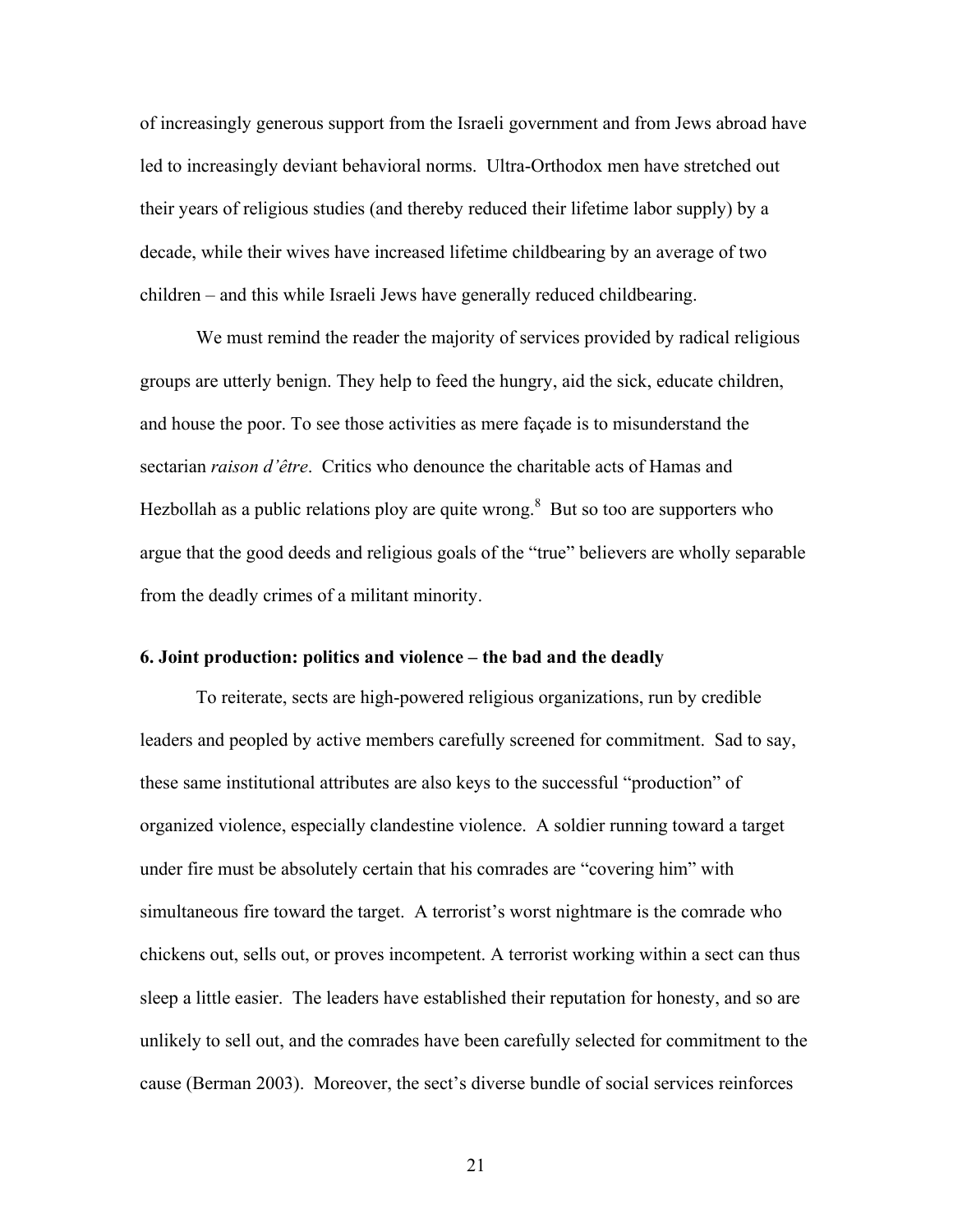of increasingly generous support from the Israeli government and from Jews abroad have led to increasingly deviant behavioral norms. Ultra-Orthodox men have stretched out their years of religious studies (and thereby reduced their lifetime labor supply) by a decade, while their wives have increased lifetime childbearing by an average of two children – and this while Israeli Jews have generally reduced childbearing.

We must remind the reader the majority of services provided by radical religious groups are utterly benign. They help to feed the hungry, aid the sick, educate children, and house the poor. To see those activities as mere façade is to misunderstand the sectarian *raison d'être*. Critics who denounce the charitable acts of Hamas and Hezbollah as a public relations ploy are quite wrong.[8] But so too are supporters who argue that the good deeds and religious goals of the "true" believers are wholly separable from the deadly crimes of a militant minority.

### 6. Joint production: politics and violence – the bad and the deadly

To reiterate, sects are high-powered religious organizations, run by credible leaders and peopled by active members carefully screened for commitment. Sad to say, these same institutional attributes are also keys to the successful "production" of organized violence, especially clandestine violence. A soldier running toward a target under fire must be absolutely certain that his comrades are "covering him" with simultaneous fire toward the target. A terrorist's worst nightmare is the comrade who chickens out, sells out, or proves incompetent. A terrorist working within a sect can thus sleep a little easier. The leaders have established their reputation for honesty, and so are unlikely to sell out, and the comrades have been carefully selected for commitment to the cause (Berman 2003). Moreover, the sect's diverse bundle of social services reinforces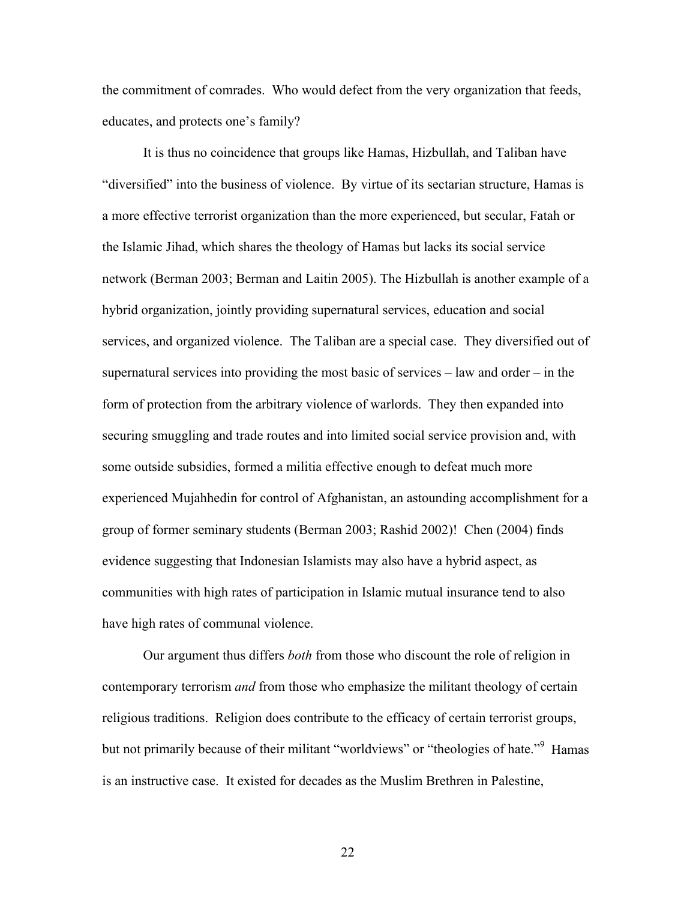the commitment of comrades. Who would defect from the very organization that feeds, educates, and protects one's family?

It is thus no coincidence that groups like Hamas, Hizbullah, and Taliban have "diversified" into the business of violence. By virtue of its sectarian structure, Hamas is a more effective terrorist organization than the more experienced, but secular, Fatah or the Islamic Jihad, which shares the theology of Hamas but lacks its social service network (Berman 2003; Berman and Laitin 2005). The Hizbullah is another example of a hybrid organization, jointly providing supernatural services, education and social services, and organized violence. The Taliban are a special case. They diversified out of supernatural services into providing the most basic of services – law and order – in the form of protection from the arbitrary violence of warlords. They then expanded into securing smuggling and trade routes and into limited social service provision and, with some outside subsidies, formed a militia effective enough to defeat much more experienced Mujahhedin for control of Afghanistan, an astounding accomplishment for a group of former seminary students (Berman 2003; Rashid 2002)! Chen (2004) finds evidence suggesting that Indonesian Islamists may also have a hybrid aspect, as communities with high rates of participation in Islamic mutual insurance tend to also have high rates of communal violence.

Our argument thus differs *both* from those who discount the role of religion in contemporary terrorism *and* from those who emphasize the militant theology of certain religious traditions. Religion does contribute to the efficacy of certain terrorist groups, but not primarily because of their militant "worldviews" or "theologies of hate."[9] Hamas is an instructive case. It existed for decades as the Muslim Brethren in Palestine,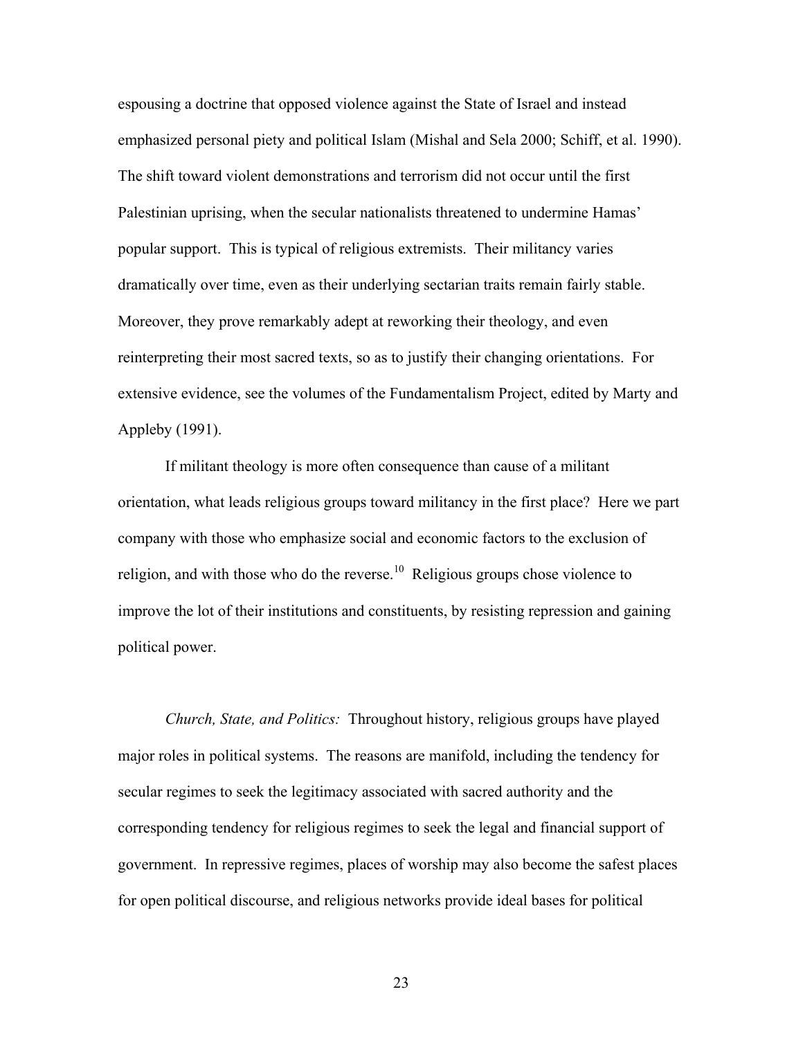espousing a doctrine that opposed violence against the State of Israel and instead emphasized personal piety and political Islam (Mishal and Sela 2000; Schiff, et al. 1990). The shift toward violent demonstrations and terrorism did not occur until the first Palestinian uprising, when the secular nationalists threatened to undermine Hamas' popular support. This is typical of religious extremists. Their militancy varies dramatically over time, even as their underlying sectarian traits remain fairly stable. Moreover, they prove remarkably adept at reworking their theology, and even reinterpreting their most sacred texts, so as to justify their changing orientations. For extensive evidence, see the volumes of the Fundamentalism Project, edited by Marty and Appleby (1991).

If militant theology is more often consequence than cause of a militant orientation, what leads religious groups toward militancy in the first place? Here we part company with those who emphasize social and economic factors to the exclusion of religion, and with those who do the reverse.[10] Religious groups chose violence to improve the lot of their institutions and constituents, by resisting repression and gaining political power.

*Church, State, and Politics:* Throughout history, religious groups have played major roles in political systems. The reasons are manifold, including the tendency for secular regimes to seek the legitimacy associated with sacred authority and the corresponding tendency for religious regimes to seek the legal and financial support of government. In repressive regimes, places of worship may also become the safest places for open political discourse, and religious networks provide ideal bases for political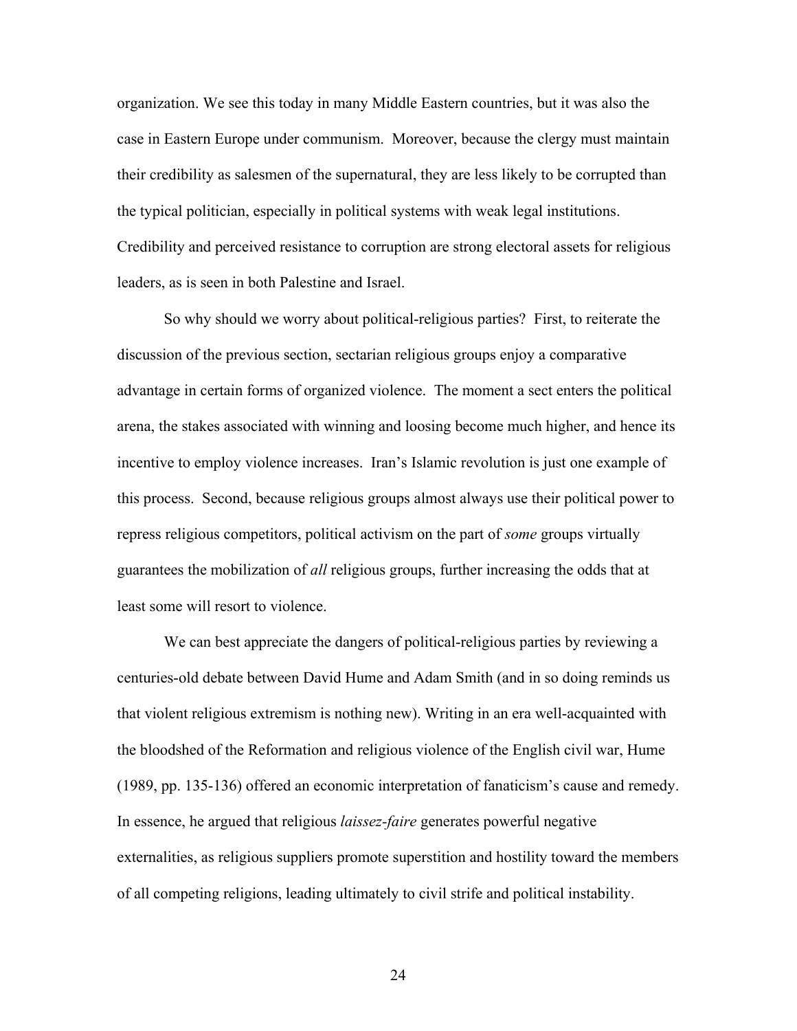organization. We see this today in many Middle Eastern countries, but it was also the case in Eastern Europe under communism. Moreover, because the clergy must maintain their credibility as salesmen of the supernatural, they are less likely to be corrupted than the typical politician, especially in political systems with weak legal institutions. Credibility and perceived resistance to corruption are strong electoral assets for religious leaders, as is seen in both Palestine and Israel.

So why should we worry about political-religious parties? First, to reiterate the discussion of the previous section, sectarian religious groups enjoy a comparative advantage in certain forms of organized violence. The moment a sect enters the political arena, the stakes associated with winning and loosing become much higher, and hence its incentive to employ violence increases. Iran's Islamic revolution is just one example of this process. Second, because religious groups almost always use their political power to repress religious competitors, political activism on the part of *some* groups virtually guarantees the mobilization of *all* religious groups, further increasing the odds that at least some will resort to violence.

We can best appreciate the dangers of political-religious parties by reviewing a centuries-old debate between David Hume and Adam Smith (and in so doing reminds us that violent religious extremism is nothing new). Writing in an era well-acquainted with the bloodshed of the Reformation and religious violence of the English civil war, Hume (1989, pp. 135-136) offered an economic interpretation of fanaticism's cause and remedy. In essence, he argued that religious *laissez-faire* generates powerful negative externalities, as religious suppliers promote superstition and hostility toward the members of all competing religions, leading ultimately to civil strife and political instability.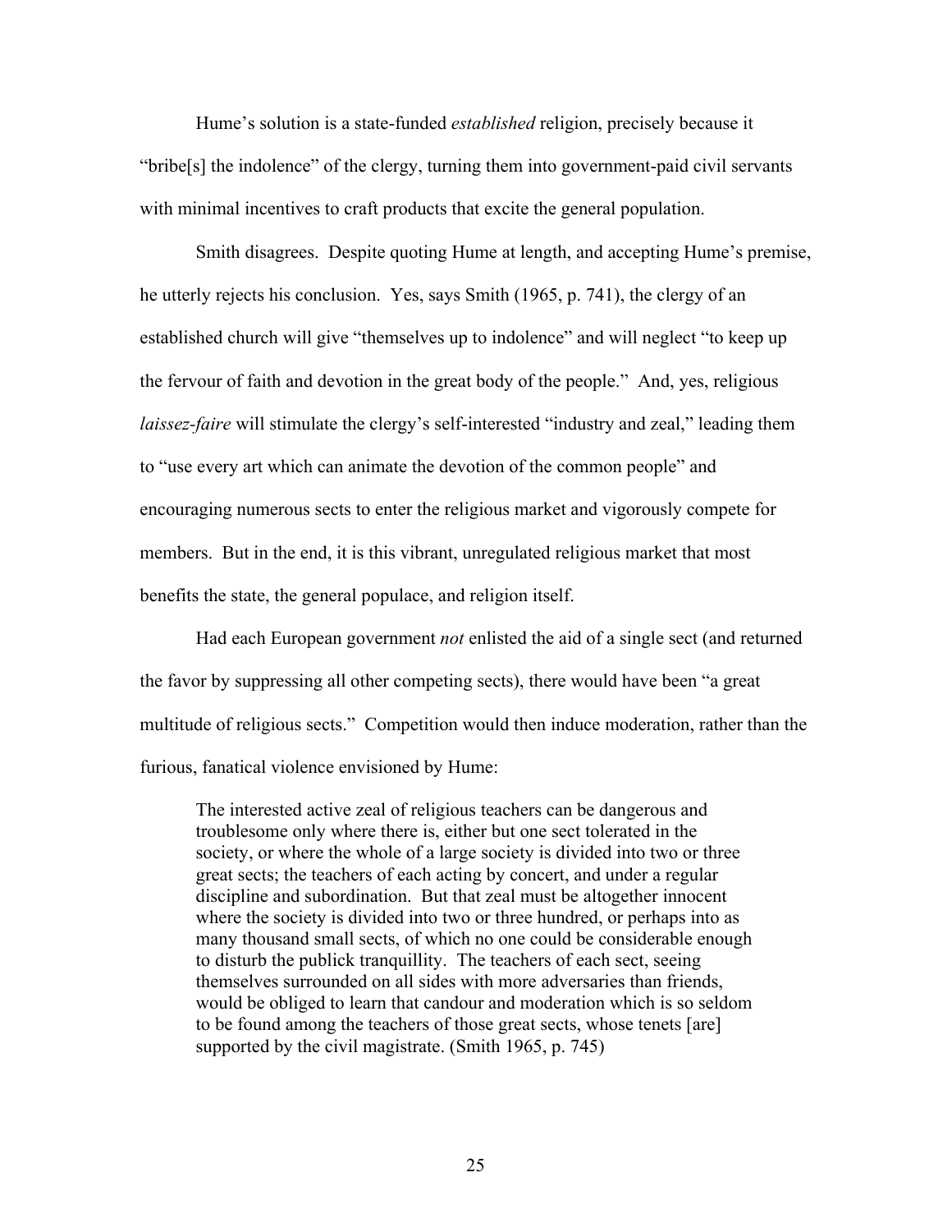Hume's solution is a state-funded *established* religion, precisely because it "bribe[s] the indolence" of the clergy, turning them into government-paid civil servants with minimal incentives to craft products that excite the general population.

Smith disagrees. Despite quoting Hume at length, and accepting Hume's premise, he utterly rejects his conclusion. Yes, says Smith (1965, p. 741), the clergy of an established church will give "themselves up to indolence" and will neglect "to keep up the fervour of faith and devotion in the great body of the people." And, yes, religious *laissez-faire* will stimulate the clergy's self-interested "industry and zeal," leading them to "use every art which can animate the devotion of the common people" and encouraging numerous sects to enter the religious market and vigorously compete for members. But in the end, it is this vibrant, unregulated religious market that most benefits the state, the general populace, and religion itself.

Had each European government *not* enlisted the aid of a single sect (and returned the favor by suppressing all other competing sects), there would have been "a great multitude of religious sects." Competition would then induce moderation, rather than the furious, fanatical violence envisioned by Hume:

> The interested active zeal of religious teachers can be dangerous and troublesome only where there is, either but one sect tolerated in the society, or where the whole of a large society is divided into two or three great sects; the teachers of each acting by concert, and under a regular discipline and subordination. But that zeal must be altogether innocent where the society is divided into two or three hundred, or perhaps into as many thousand small sects, of which no one could be considerable enough to disturb the publick tranquillity. The teachers of each sect, seeing themselves surrounded on all sides with more adversaries than friends, would be obliged to learn that candour and moderation which is so seldom to be found among the teachers of those great sects, whose tenets [are] supported by the civil magistrate. (Smith 1965, p. 745)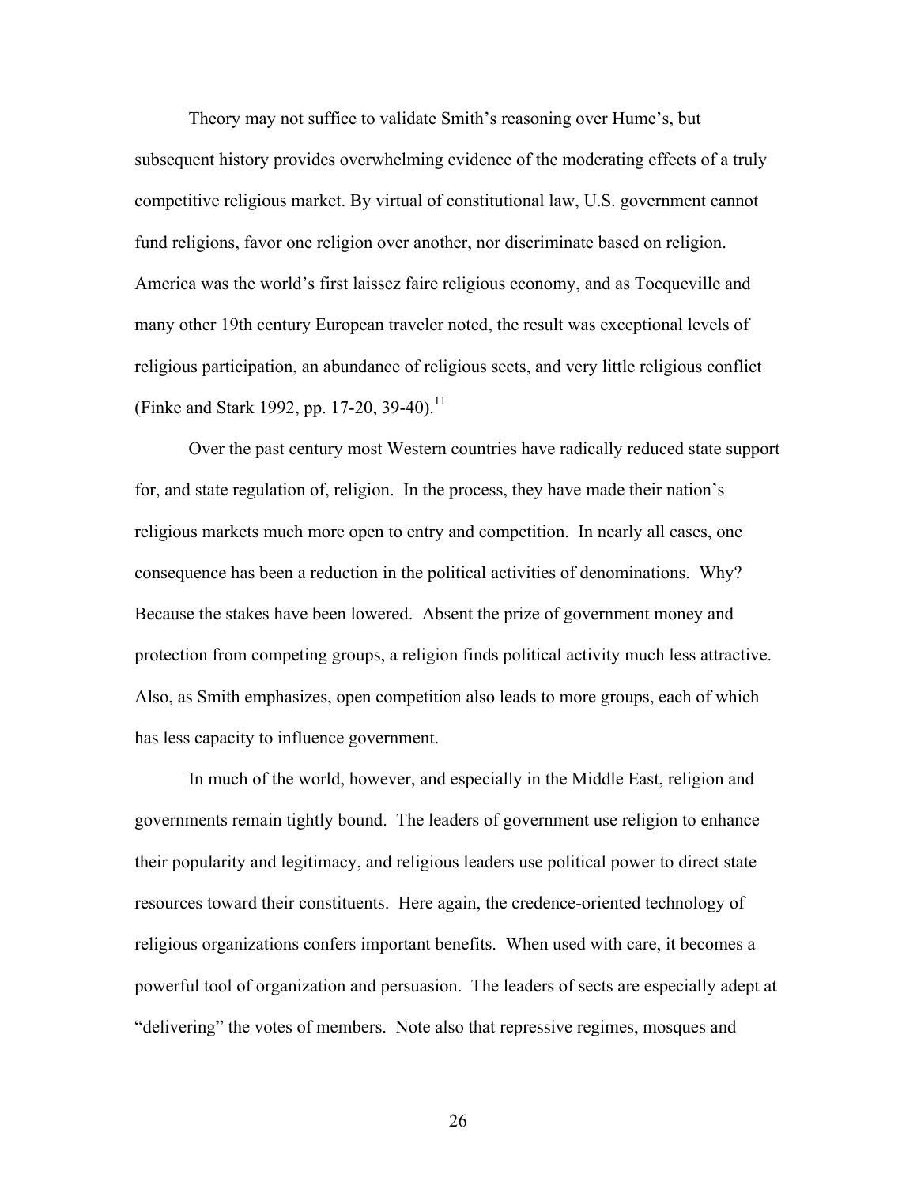Theory may not suffice to validate Smith's reasoning over Hume's, but subsequent history provides overwhelming evidence of the moderating effects of a truly competitive religious market. By virtual of constitutional law, U.S. government cannot fund religions, favor one religion over another, nor discriminate based on religion. America was the world's first laissez faire religious economy, and as Tocqueville and many other 19th century European traveler noted, the result was exceptional levels of religious participation, an abundance of religious sects, and very little religious conflict (Finke and Stark 1992, pp. 17-20, 39-40).[11]

Over the past century most Western countries have radically reduced state support for, and state regulation of, religion. In the process, they have made their nation's religious markets much more open to entry and competition. In nearly all cases, one consequence has been a reduction in the political activities of denominations. Why? Because the stakes have been lowered. Absent the prize of government money and protection from competing groups, a religion finds political activity much less attractive. Also, as Smith emphasizes, open competition also leads to more groups, each of which has less capacity to influence government.

In much of the world, however, and especially in the Middle East, religion and governments remain tightly bound. The leaders of government use religion to enhance their popularity and legitimacy, and religious leaders use political power to direct state resources toward their constituents. Here again, the credence-oriented technology of religious organizations confers important benefits. When used with care, it becomes a powerful tool of organization and persuasion. The leaders of sects are especially adept at "delivering" the votes of members. Note also that repressive regimes, mosques and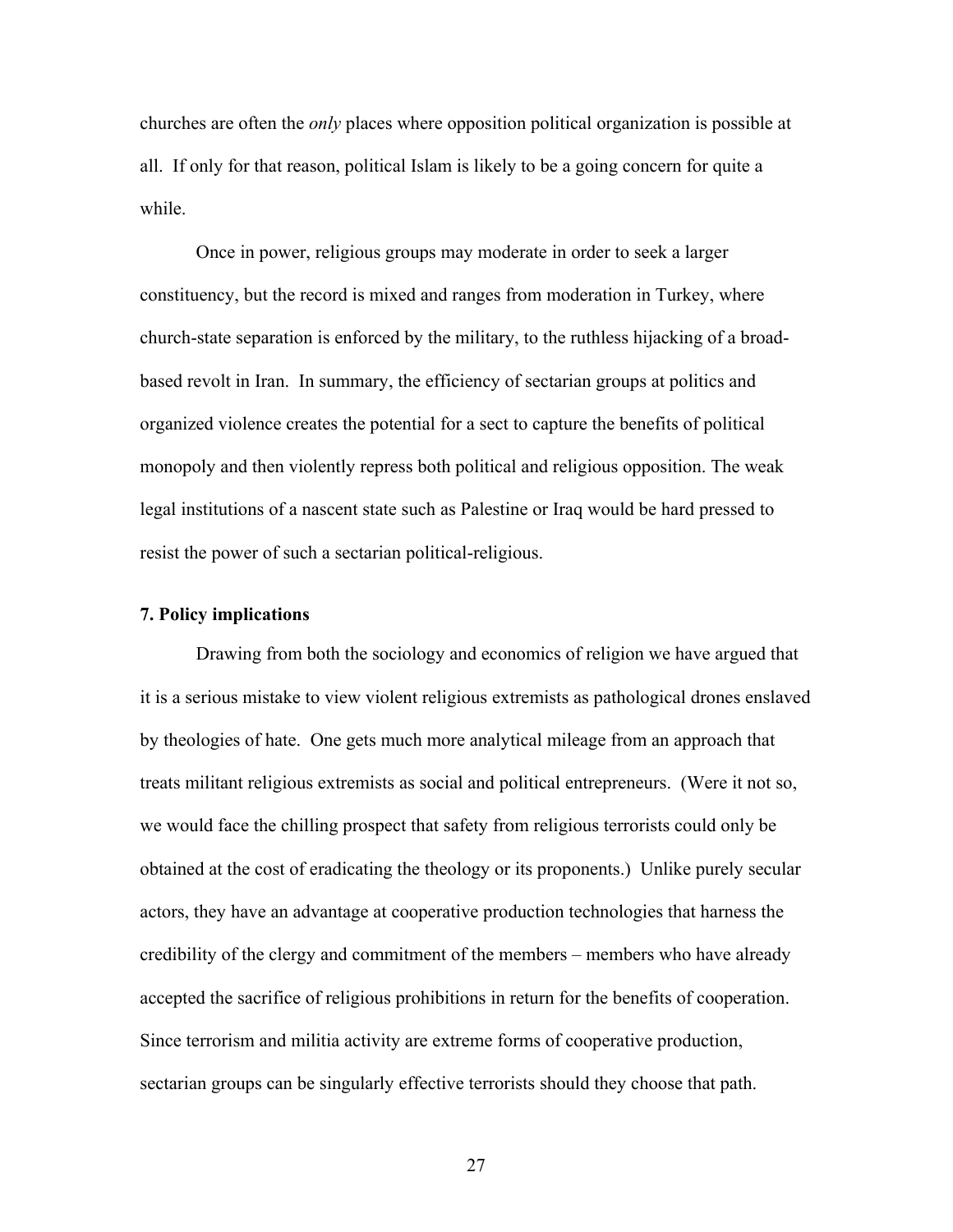churches are often the *only* places where opposition political organization is possible at all. If only for that reason, political Islam is likely to be a going concern for quite a while.

Once in power, religious groups may moderate in order to seek a larger constituency, but the record is mixed and ranges from moderation in Turkey, where church-state separation is enforced by the military, to the ruthless hijacking of a broad-based revolt in Iran. In summary, the efficiency of sectarian groups at politics and organized violence creates the potential for a sect to capture the benefits of political monopoly and then violently repress both political and religious opposition. The weak legal institutions of a nascent state such as Palestine or Iraq would be hard pressed to resist the power of such a sectarian political-religious.

**7. Policy implications**

Drawing from both the sociology and economics of religion we have argued that it is a serious mistake to view violent religious extremists as pathological drones enslaved by theologies of hate. One gets much more analytical mileage from an approach that treats militant religious extremists as social and political entrepreneurs. (Were it not so, we would face the chilling prospect that safety from religious terrorists could only be obtained at the cost of eradicating the theology or its proponents.) Unlike purely secular actors, they have an advantage at cooperative production technologies that harness the credibility of the clergy and commitment of the members – members who have already accepted the sacrifice of religious prohibitions in return for the benefits of cooperation. Since terrorism and militia activity are extreme forms of cooperative production, sectarian groups can be singularly effective terrorists should they choose that path.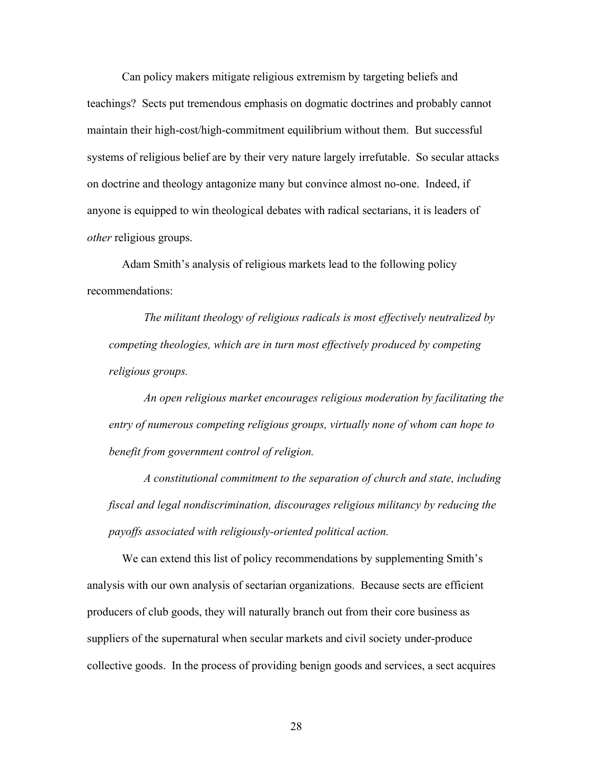Can policy makers mitigate religious extremism by targeting beliefs and teachings? Sects put tremendous emphasis on dogmatic doctrines and probably cannot maintain their high-cost/high-commitment equilibrium without them. But successful systems of religious belief are by their very nature largely irrefutable. So secular attacks on doctrine and theology antagonize many but convince almost no-one. Indeed, if anyone is equipped to win theological debates with radical sectarians, it is leaders of *other* religious groups.

Adam Smith's analysis of religious markets lead to the following policy recommendations:

> *The militant theology of religious radicals is most effectively neutralized by competing theologies, which are in turn most effectively produced by competing religious groups.*
>
> *An open religious market encourages religious moderation by facilitating the entry of numerous competing religious groups, virtually none of whom can hope to benefit from government control of religion.*
>
> *A constitutional commitment to the separation of church and state, including fiscal and legal nondiscrimination, discourages religious militancy by reducing the payoffs associated with religiously-oriented political action.*

We can extend this list of policy recommendations by supplementing Smith's analysis with our own analysis of sectarian organizations. Because sects are efficient producers of club goods, they will naturally branch out from their core business as suppliers of the supernatural when secular markets and civil society under-produce collective goods. In the process of providing benign goods and services, a sect acquires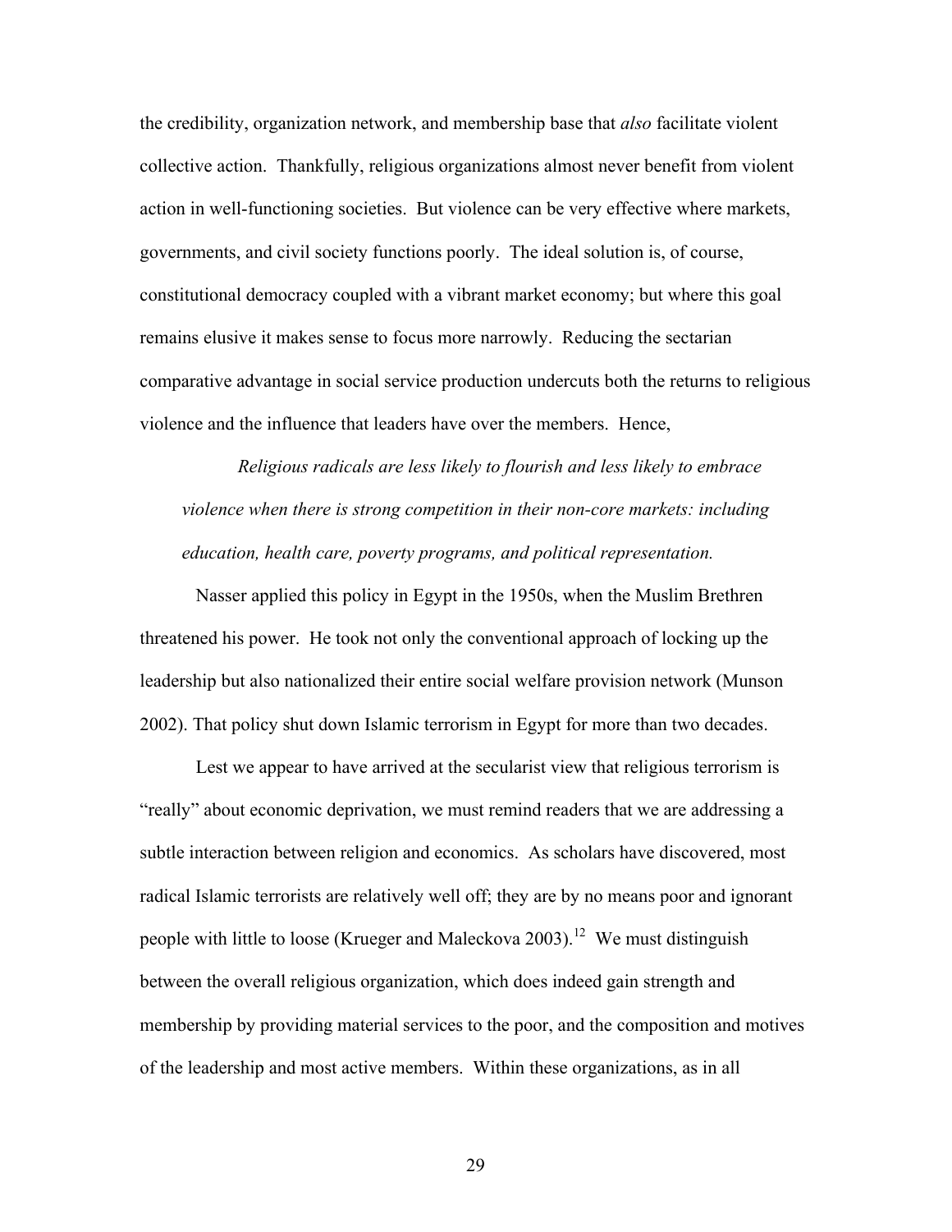the credibility, organization network, and membership base that *also* facilitate violent collective action. Thankfully, religious organizations almost never benefit from violent action in well-functioning societies. But violence can be very effective where markets, governments, and civil society functions poorly. The ideal solution is, of course, constitutional democracy coupled with a vibrant market economy; but where this goal remains elusive it makes sense to focus more narrowly. Reducing the sectarian comparative advantage in social service production undercuts both the returns to religious violence and the influence that leaders have over the members. Hence,

> *Religious radicals are less likely to flourish and less likely to embrace violence when there is strong competition in their non-core markets: including education, health care, poverty programs, and political representation.*

Nasser applied this policy in Egypt in the 1950s, when the Muslim Brethren threatened his power. He took not only the conventional approach of locking up the leadership but also nationalized their entire social welfare provision network (Munson 2002). That policy shut down Islamic terrorism in Egypt for more than two decades.

Lest we appear to have arrived at the secularist view that religious terrorism is "really" about economic deprivation, we must remind readers that we are addressing a subtle interaction between religion and economics. As scholars have discovered, most radical Islamic terrorists are relatively well off; they are by no means poor and ignorant people with little to loose (Krueger and Maleckova 2003).[12] We must distinguish between the overall religious organization, which does indeed gain strength and membership by providing material services to the poor, and the composition and motives of the leadership and most active members. Within these organizations, as in all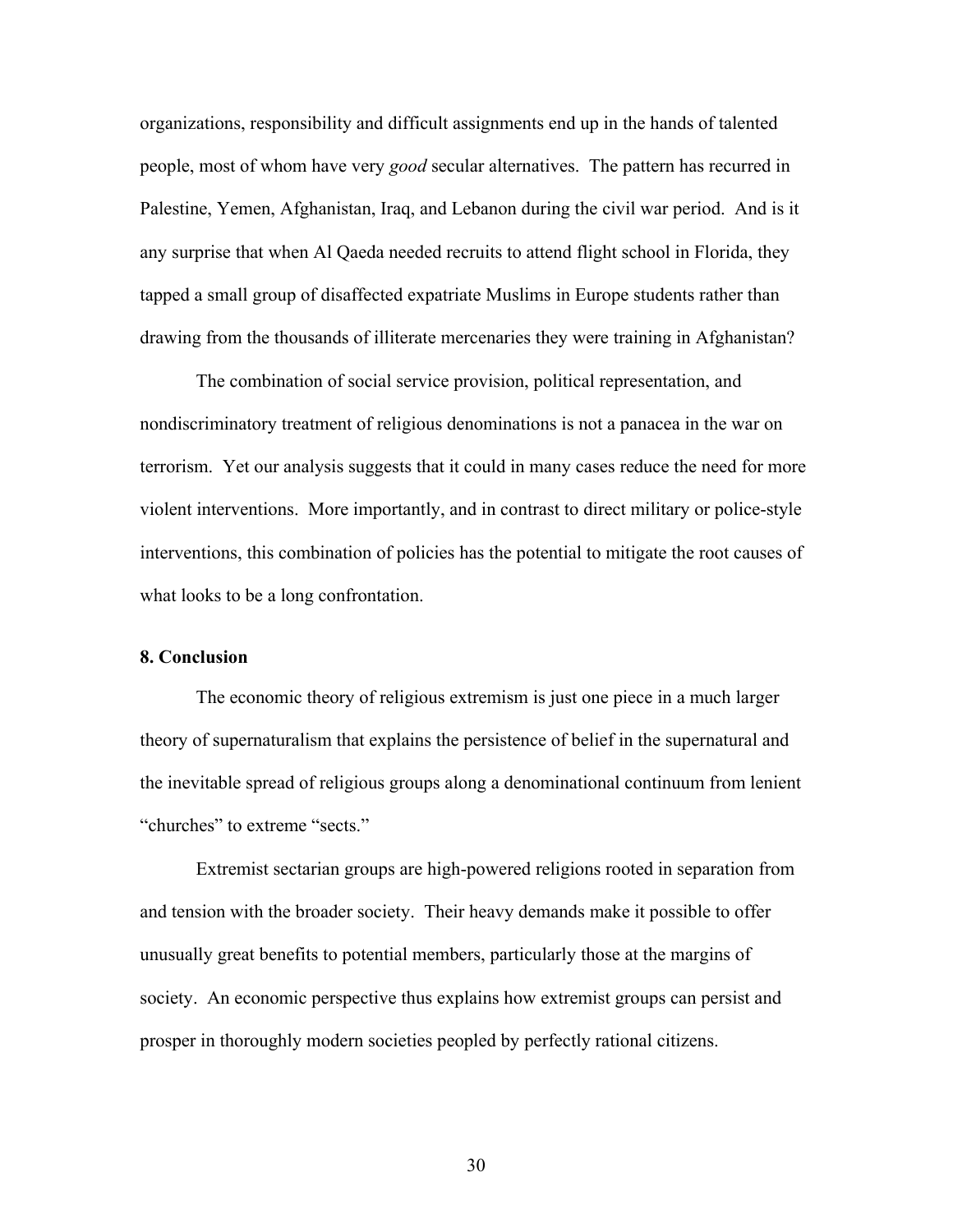organizations, responsibility and difficult assignments end up in the hands of talented people, most of whom have very *good* secular alternatives. The pattern has recurred in Palestine, Yemen, Afghanistan, Iraq, and Lebanon during the civil war period. And is it any surprise that when Al Qaeda needed recruits to attend flight school in Florida, they tapped a small group of disaffected expatriate Muslims in Europe students rather than drawing from the thousands of illiterate mercenaries they were training in Afghanistan?

The combination of social service provision, political representation, and nondiscriminatory treatment of religious denominations is not a panacea in the war on terrorism. Yet our analysis suggests that it could in many cases reduce the need for more violent interventions. More importantly, and in contrast to direct military or police-style interventions, this combination of policies has the potential to mitigate the root causes of what looks to be a long confrontation.

## 8. Conclusion

The economic theory of religious extremism is just one piece in a much larger theory of supernaturalism that explains the persistence of belief in the supernatural and the inevitable spread of religious groups along a denominational continuum from lenient "churches" to extreme "sects."

Extremist sectarian groups are high-powered religions rooted in separation from and tension with the broader society. Their heavy demands make it possible to offer unusually great benefits to potential members, particularly those at the margins of society. An economic perspective thus explains how extremist groups can persist and prosper in thoroughly modern societies peopled by perfectly rational citizens.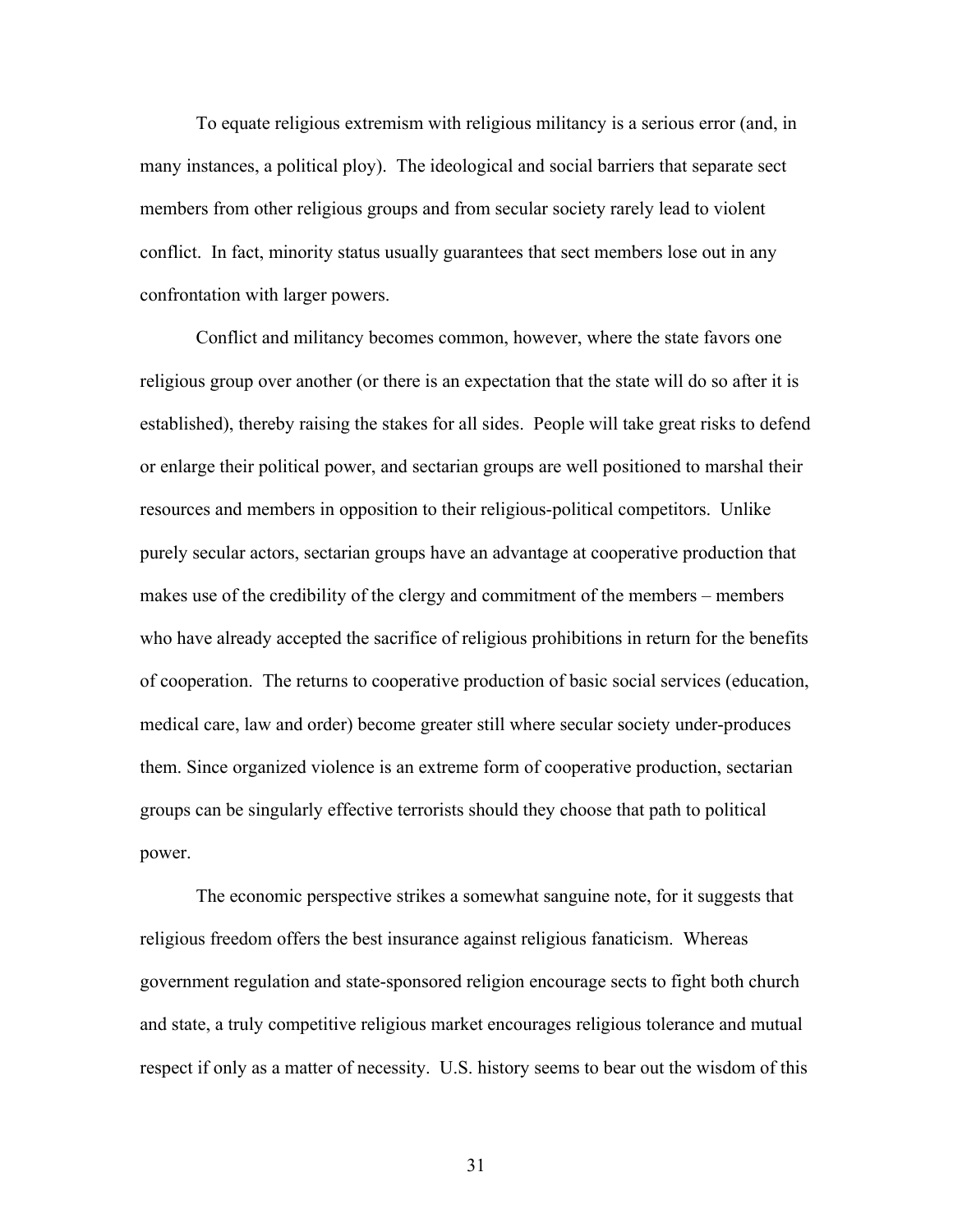To equate religious extremism with religious militancy is a serious error (and, in many instances, a political ploy). The ideological and social barriers that separate sect members from other religious groups and from secular society rarely lead to violent conflict. In fact, minority status usually guarantees that sect members lose out in any confrontation with larger powers.

Conflict and militancy becomes common, however, where the state favors one religious group over another (or there is an expectation that the state will do so after it is established), thereby raising the stakes for all sides. People will take great risks to defend or enlarge their political power, and sectarian groups are well positioned to marshal their resources and members in opposition to their religious-political competitors. Unlike purely secular actors, sectarian groups have an advantage at cooperative production that makes use of the credibility of the clergy and commitment of the members – members who have already accepted the sacrifice of religious prohibitions in return for the benefits of cooperation. The returns to cooperative production of basic social services (education, medical care, law and order) become greater still where secular society under-produces them. Since organized violence is an extreme form of cooperative production, sectarian groups can be singularly effective terrorists should they choose that path to political power.

The economic perspective strikes a somewhat sanguine note, for it suggests that religious freedom offers the best insurance against religious fanaticism. Whereas government regulation and state-sponsored religion encourage sects to fight both church and state, a truly competitive religious market encourages religious tolerance and mutual respect if only as a matter of necessity. U.S. history seems to bear out the wisdom of this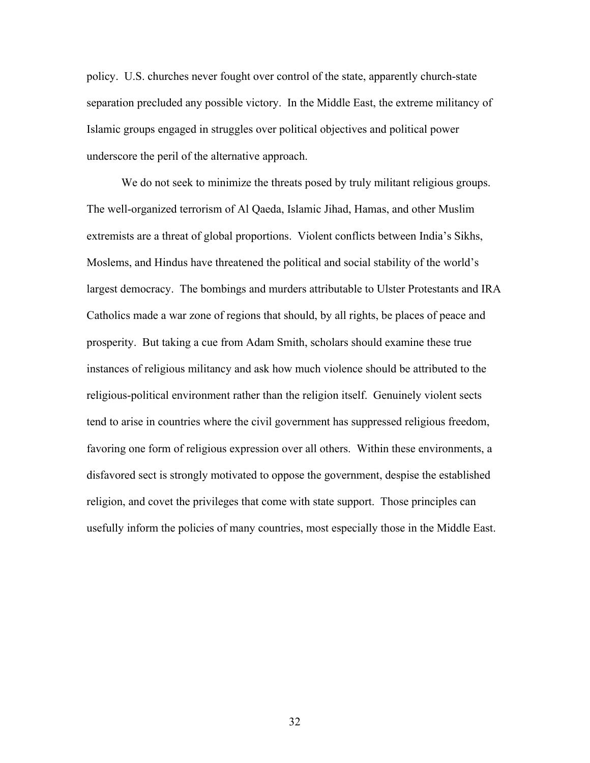policy. U.S. churches never fought over control of the state, apparently church-state separation precluded any possible victory. In the Middle East, the extreme militancy of Islamic groups engaged in struggles over political objectives and political power underscore the peril of the alternative approach.

We do not seek to minimize the threats posed by truly militant religious groups. The well-organized terrorism of Al Qaeda, Islamic Jihad, Hamas, and other Muslim extremists are a threat of global proportions. Violent conflicts between India's Sikhs, Moslems, and Hindus have threatened the political and social stability of the world's largest democracy. The bombings and murders attributable to Ulster Protestants and IRA Catholics made a war zone of regions that should, by all rights, be places of peace and prosperity. But taking a cue from Adam Smith, scholars should examine these true instances of religious militancy and ask how much violence should be attributed to the religious-political environment rather than the religion itself. Genuinely violent sects tend to arise in countries where the civil government has suppressed religious freedom, favoring one form of religious expression over all others. Within these environments, a disfavored sect is strongly motivated to oppose the government, despise the established religion, and covet the privileges that come with state support. Those principles can usefully inform the policies of many countries, most especially those in the Middle East.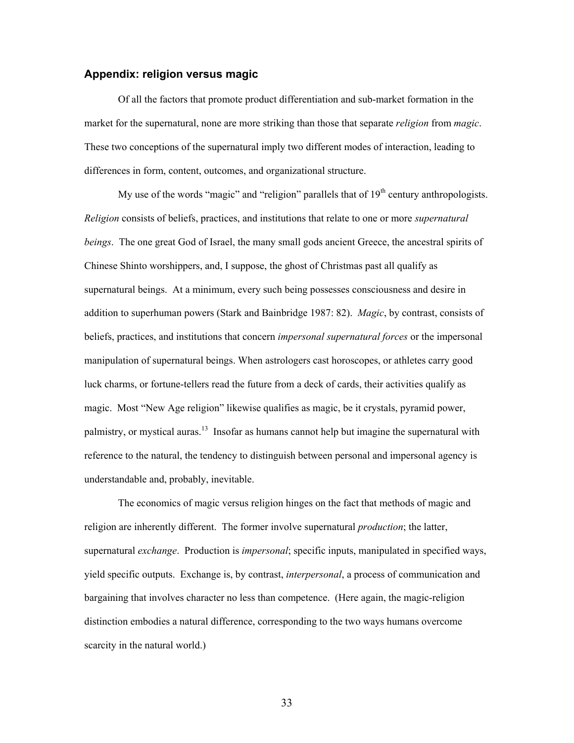### Appendix: religion versus magic

Of all the factors that promote product differentiation and sub-market formation in the market for the supernatural, none are more striking than those that separate *religion* from *magic*. These two conceptions of the supernatural imply two different modes of interaction, leading to differences in form, content, outcomes, and organizational structure.

My use of the words "magic" and "religion" parallels that of 19th century anthropologists. *Religion* consists of beliefs, practices, and institutions that relate to one or more *supernatural beings*. The one great God of Israel, the many small gods ancient Greece, the ancestral spirits of Chinese Shinto worshippers, and, I suppose, the ghost of Christmas past all qualify as supernatural beings. At a minimum, every such being possesses consciousness and desire in addition to superhuman powers (Stark and Bainbridge 1987: 82). *Magic*, by contrast, consists of beliefs, practices, and institutions that concern *impersonal supernatural forces* or the impersonal manipulation of supernatural beings. When astrologers cast horoscopes, or athletes carry good luck charms, or fortune-tellers read the future from a deck of cards, their activities qualify as magic. Most "New Age religion" likewise qualifies as magic, be it crystals, pyramid power, palmistry, or mystical auras.[13] Insofar as humans cannot help but imagine the supernatural with reference to the natural, the tendency to distinguish between personal and impersonal agency is understandable and, probably, inevitable.

The economics of magic versus religion hinges on the fact that methods of magic and religion are inherently different. The former involve supernatural *production*; the latter, supernatural *exchange*. Production is *impersonal*; specific inputs, manipulated in specified ways, yield specific outputs. Exchange is, by contrast, *interpersonal*, a process of communication and bargaining that involves character no less than competence. (Here again, the magic-religion distinction embodies a natural difference, corresponding to the two ways humans overcome scarcity in the natural world.)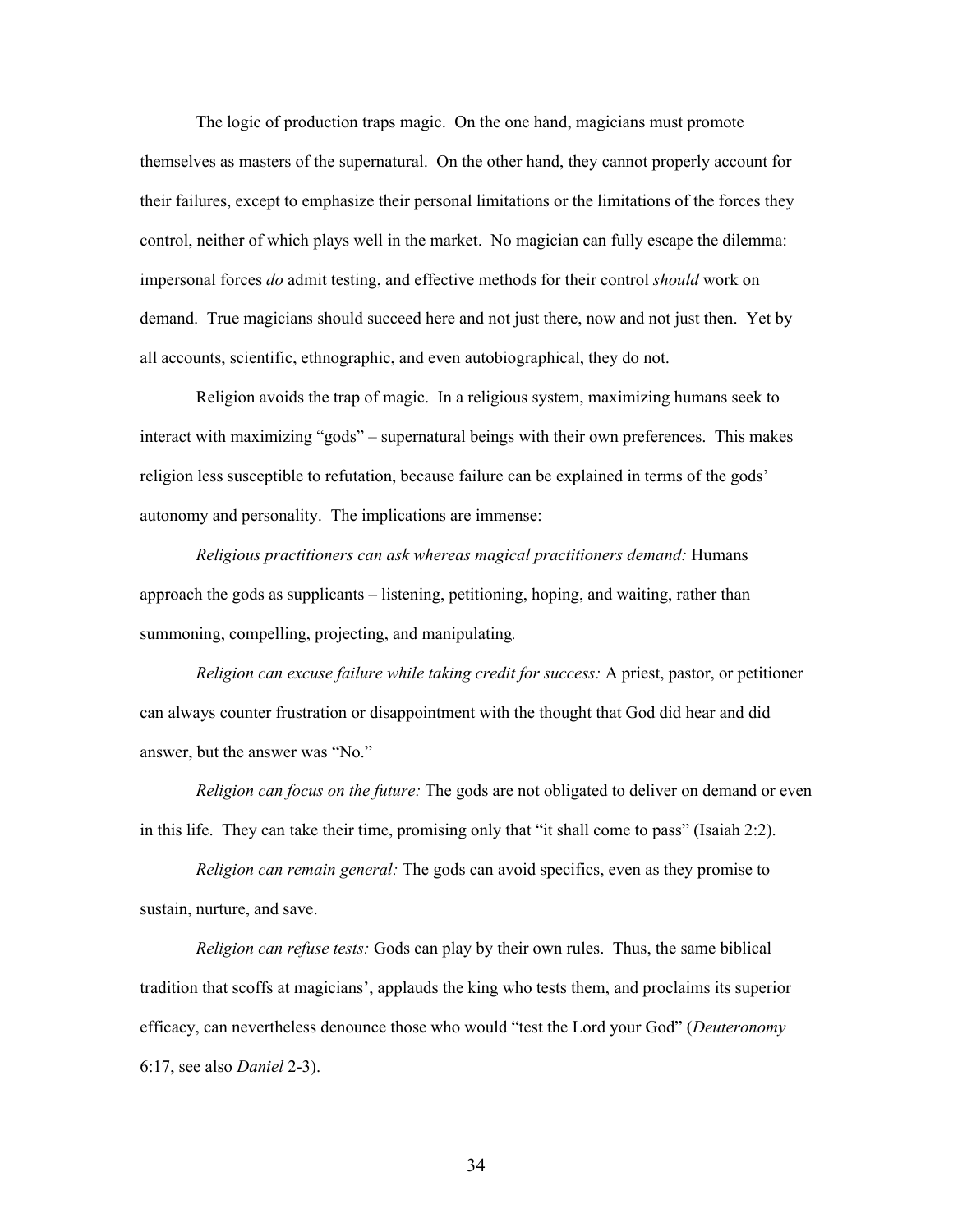The logic of production traps magic. On the one hand, magicians must promote themselves as masters of the supernatural. On the other hand, they cannot properly account for their failures, except to emphasize their personal limitations or the limitations of the forces they control, neither of which plays well in the market. No magician can fully escape the dilemma: impersonal forces *do* admit testing, and effective methods for their control *should* work on demand. True magicians should succeed here and not just there, now and not just then. Yet by all accounts, scientific, ethnographic, and even autobiographical, they do not.

Religion avoids the trap of magic. In a religious system, maximizing humans seek to interact with maximizing "gods" – supernatural beings with their own preferences. This makes religion less susceptible to refutation, because failure can be explained in terms of the gods' autonomy and personality. The implications are immense:

*Religious practitioners can ask whereas magical practitioners demand:* Humans approach the gods as supplicants – listening, petitioning, hoping, and waiting, rather than summoning, compelling, projecting, and manipulating.

*Religion can excuse failure while taking credit for success:* A priest, pastor, or petitioner can always counter frustration or disappointment with the thought that God did hear and did answer, but the answer was "No."

*Religion can focus on the future:* The gods are not obligated to deliver on demand or even in this life. They can take their time, promising only that "it shall come to pass" (Isaiah 2:2).

*Religion can remain general:* The gods can avoid specifics, even as they promise to sustain, nurture, and save.

*Religion can refuse tests:* Gods can play by their own rules. Thus, the same biblical tradition that scoffs at magicians', applauds the king who tests them, and proclaims its superior efficacy, can nevertheless denounce those who would "test the Lord your God" (*Deuteronomy* 6:17, see also *Daniel* 2-3).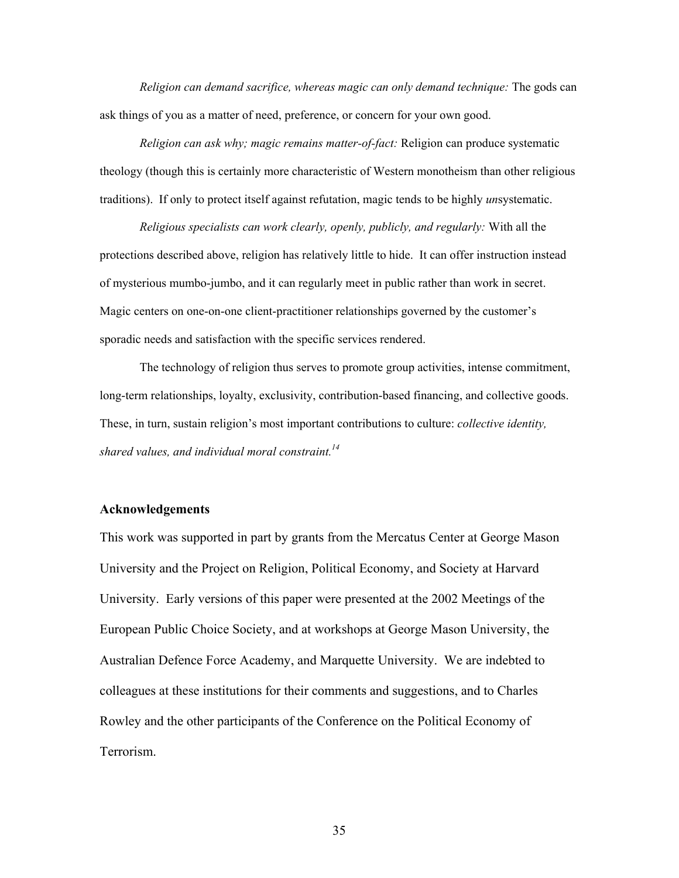*Religion can demand sacrifice, whereas magic can only demand technique:* The gods can ask things of you as a matter of need, preference, or concern for your own good.

*Religion can ask why; magic remains matter-of-fact:* Religion can produce systematic theology (though this is certainly more characteristic of Western monotheism than other religious traditions). If only to protect itself against refutation, magic tends to be highly *un*systematic.

*Religious specialists can work clearly, openly, publicly, and regularly:* With all the protections described above, religion has relatively little to hide. It can offer instruction instead of mysterious mumbo-jumbo, and it can regularly meet in public rather than work in secret. Magic centers on one-on-one client-practitioner relationships governed by the customer's sporadic needs and satisfaction with the specific services rendered.

The technology of religion thus serves to promote group activities, intense commitment, long-term relationships, loyalty, exclusivity, contribution-based financing, and collective goods. These, in turn, sustain religion's most important contributions to culture: *collective identity, shared values, and individual moral constraint.*[14]

## Acknowledgements

This work was supported in part by grants from the Mercatus Center at George Mason University and the Project on Religion, Political Economy, and Society at Harvard University. Early versions of this paper were presented at the 2002 Meetings of the European Public Choice Society, and at workshops at George Mason University, the Australian Defence Force Academy, and Marquette University. We are indebted to colleagues at these institutions for their comments and suggestions, and to Charles Rowley and the other participants of the Conference on the Political Economy of Terrorism.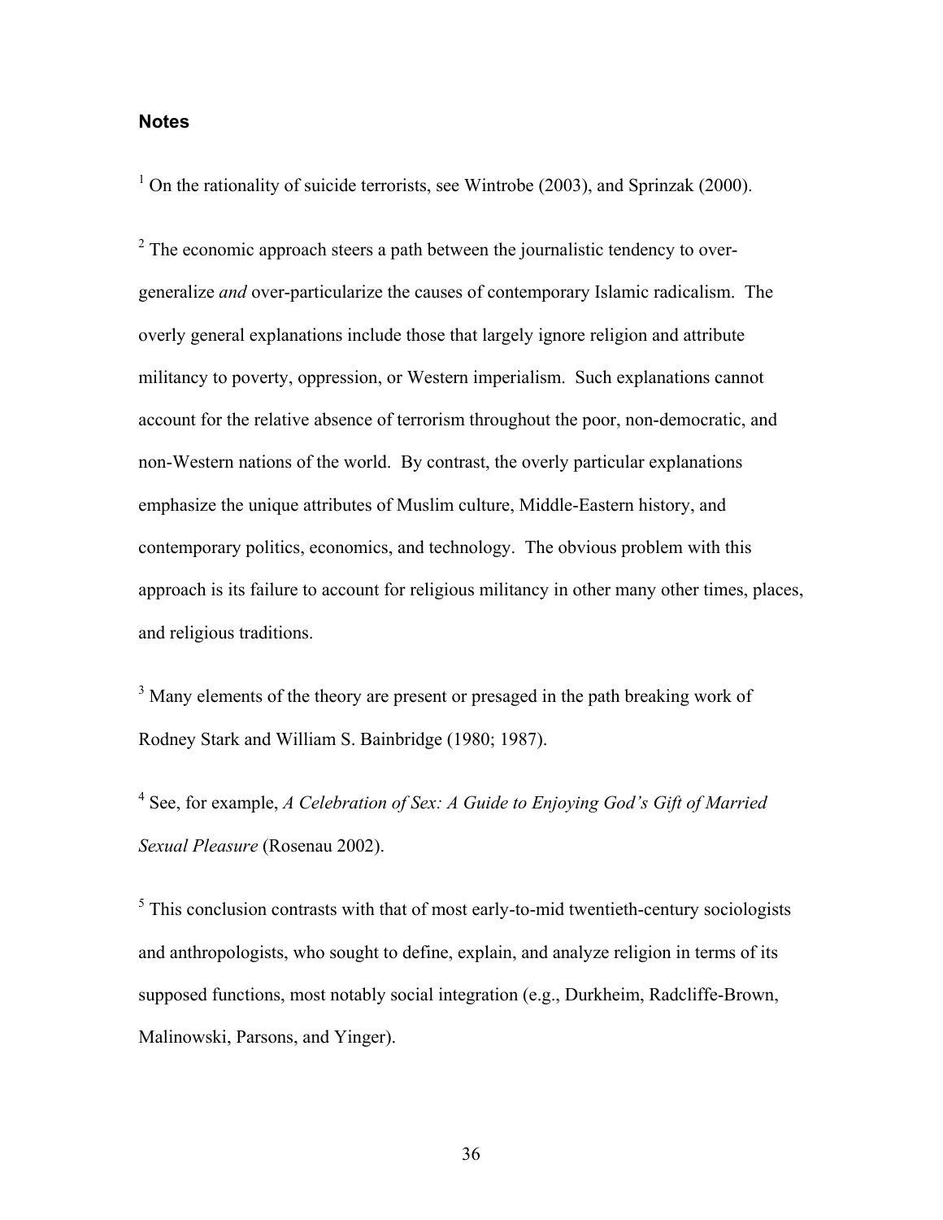## Notes

[1] On the rationality of suicide terrorists, see Wintrobe (2003), and Sprinzak (2000).

[2] The economic approach steers a path between the journalistic tendency to over-generalize *and* over-particularize the causes of contemporary Islamic radicalism. The overly general explanations include those that largely ignore religion and attribute militancy to poverty, oppression, or Western imperialism. Such explanations cannot account for the relative absence of terrorism throughout the poor, non-democratic, and non-Western nations of the world. By contrast, the overly particular explanations emphasize the unique attributes of Muslim culture, Middle-Eastern history, and contemporary politics, economics, and technology. The obvious problem with this approach is its failure to account for religious militancy in other many other times, places, and religious traditions.

[3] Many elements of the theory are present or presaged in the path breaking work of Rodney Stark and William S. Bainbridge (1980; 1987).

[4] See, for example, *A Celebration of Sex: A Guide to Enjoying God's Gift of Married Sexual Pleasure* (Rosenau 2002).

[5] This conclusion contrasts with that of most early-to-mid twentieth-century sociologists and anthropologists, who sought to define, explain, and analyze religion in terms of its supposed functions, most notably social integration (e.g., Durkheim, Radcliffe-Brown, Malinowski, Parsons, and Yinger).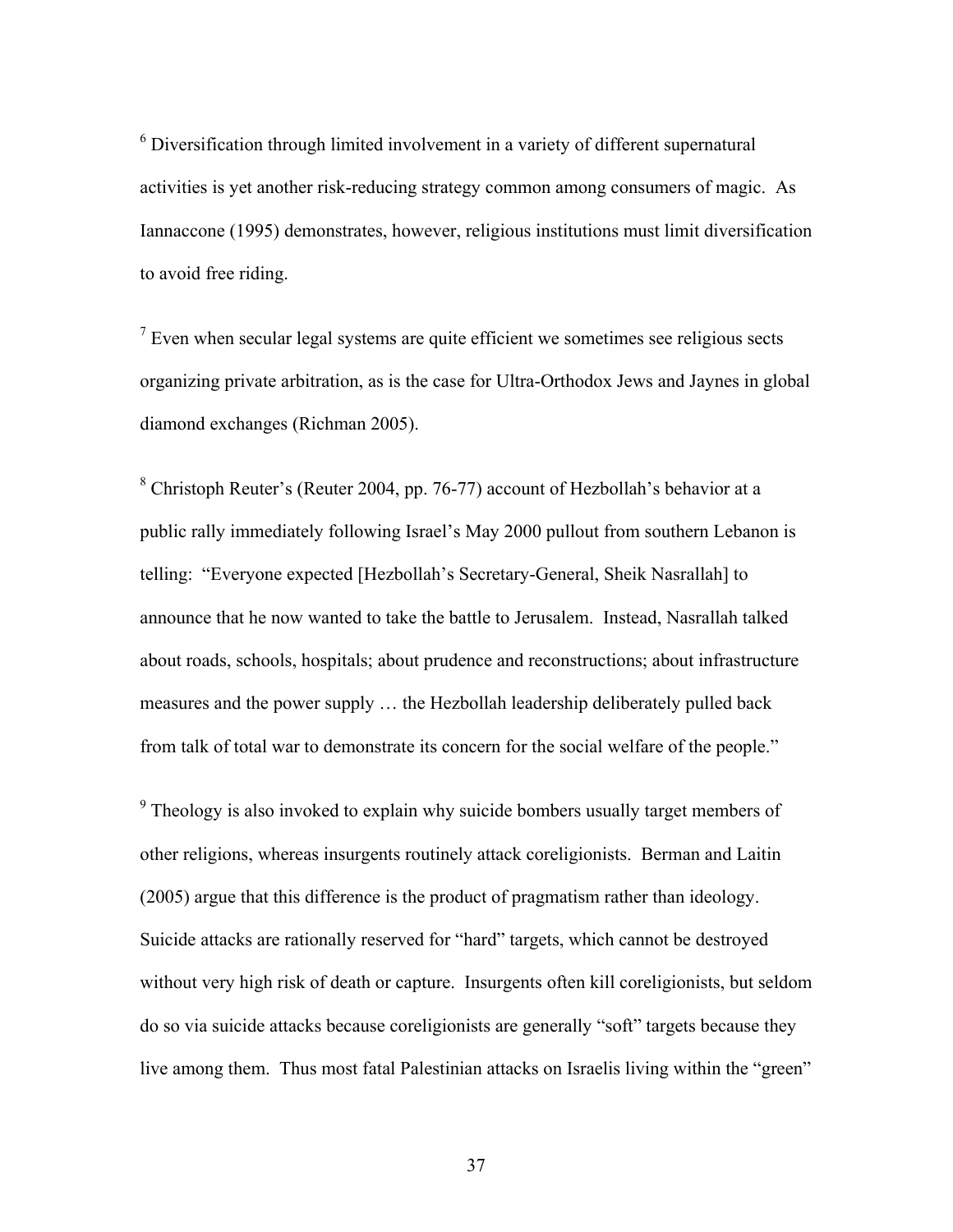[6] Diversification through limited involvement in a variety of different supernatural activities is yet another risk-reducing strategy common among consumers of magic. As Iannaccone (1995) demonstrates, however, religious institutions must limit diversification to avoid free riding.

[7] Even when secular legal systems are quite efficient we sometimes see religious sects organizing private arbitration, as is the case for Ultra-Orthodox Jews and Jaynes in global diamond exchanges (Richman 2005).

[8] Christoph Reuter's (Reuter 2004, pp. 76-77) account of Hezbollah's behavior at a public rally immediately following Israel's May 2000 pullout from southern Lebanon is telling: "Everyone expected [Hezbollah's Secretary-General, Sheik Nasrallah] to announce that he now wanted to take the battle to Jerusalem. Instead, Nasrallah talked about roads, schools, hospitals; about prudence and reconstructions; about infrastructure measures and the power supply … the Hezbollah leadership deliberately pulled back from talk of total war to demonstrate its concern for the social welfare of the people."

[9] Theology is also invoked to explain why suicide bombers usually target members of other religions, whereas insurgents routinely attack coreligionists. Berman and Laitin (2005) argue that this difference is the product of pragmatism rather than ideology. Suicide attacks are rationally reserved for "hard" targets, which cannot be destroyed without very high risk of death or capture. Insurgents often kill coreligionists, but seldom do so via suicide attacks because coreligionists are generally "soft" targets because they live among them. Thus most fatal Palestinian attacks on Israelis living within the "green"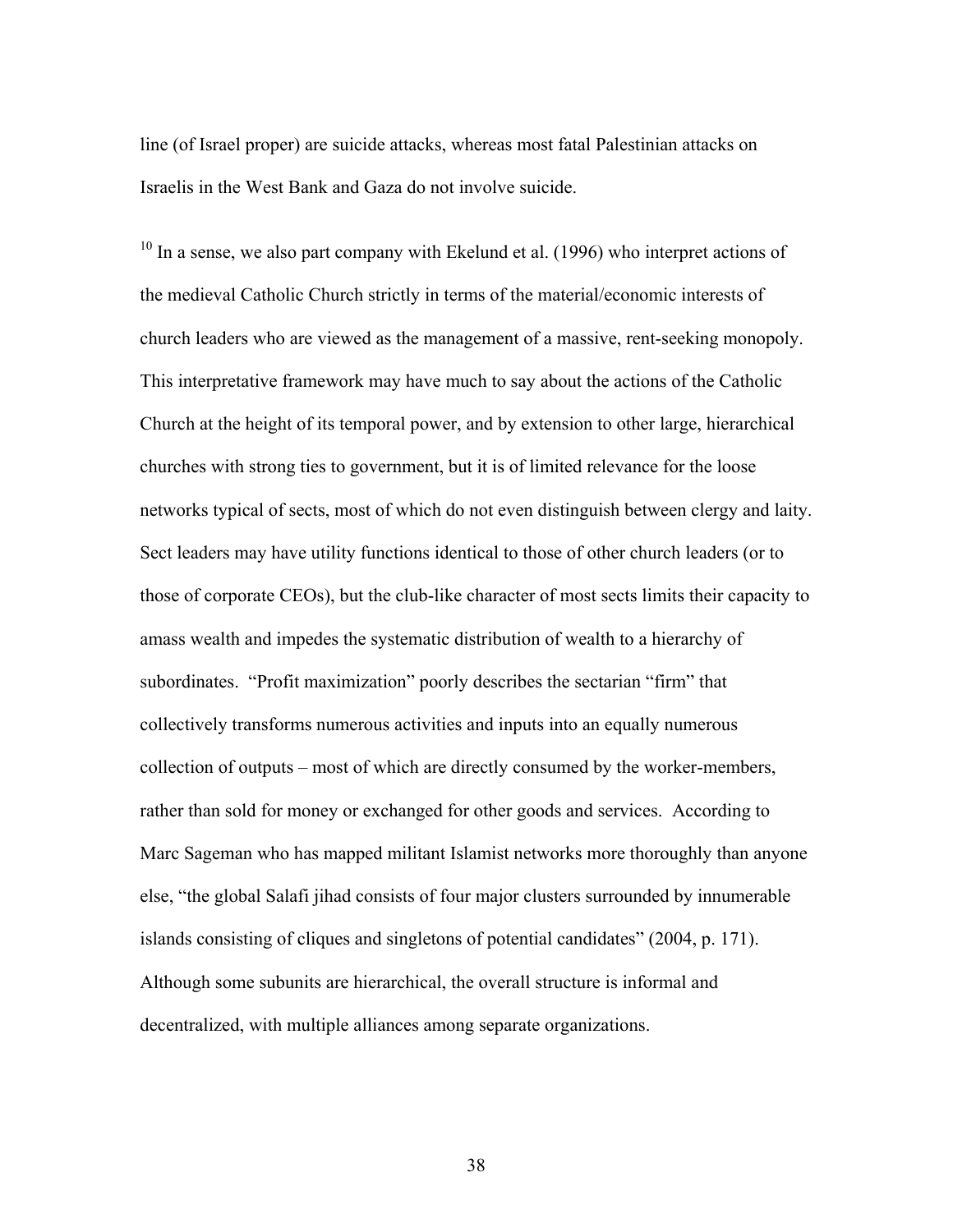line (of Israel proper) are suicide attacks, whereas most fatal Palestinian attacks on Israelis in the West Bank and Gaza do not involve suicide.

[10] In a sense, we also part company with Ekelund et al. (1996) who interpret actions of the medieval Catholic Church strictly in terms of the material/economic interests of church leaders who are viewed as the management of a massive, rent-seeking monopoly. This interpretative framework may have much to say about the actions of the Catholic Church at the height of its temporal power, and by extension to other large, hierarchical churches with strong ties to government, but it is of limited relevance for the loose networks typical of sects, most of which do not even distinguish between clergy and laity. Sect leaders may have utility functions identical to those of other church leaders (or to those of corporate CEOs), but the club-like character of most sects limits their capacity to amass wealth and impedes the systematic distribution of wealth to a hierarchy of subordinates. "Profit maximization" poorly describes the sectarian "firm" that collectively transforms numerous activities and inputs into an equally numerous collection of outputs – most of which are directly consumed by the worker-members, rather than sold for money or exchanged for other goods and services. According to Marc Sageman who has mapped militant Islamist networks more thoroughly than anyone else, "the global Salafi jihad consists of four major clusters surrounded by innumerable islands consisting of cliques and singletons of potential candidates" (2004, p. 171). Although some subunits are hierarchical, the overall structure is informal and decentralized, with multiple alliances among separate organizations.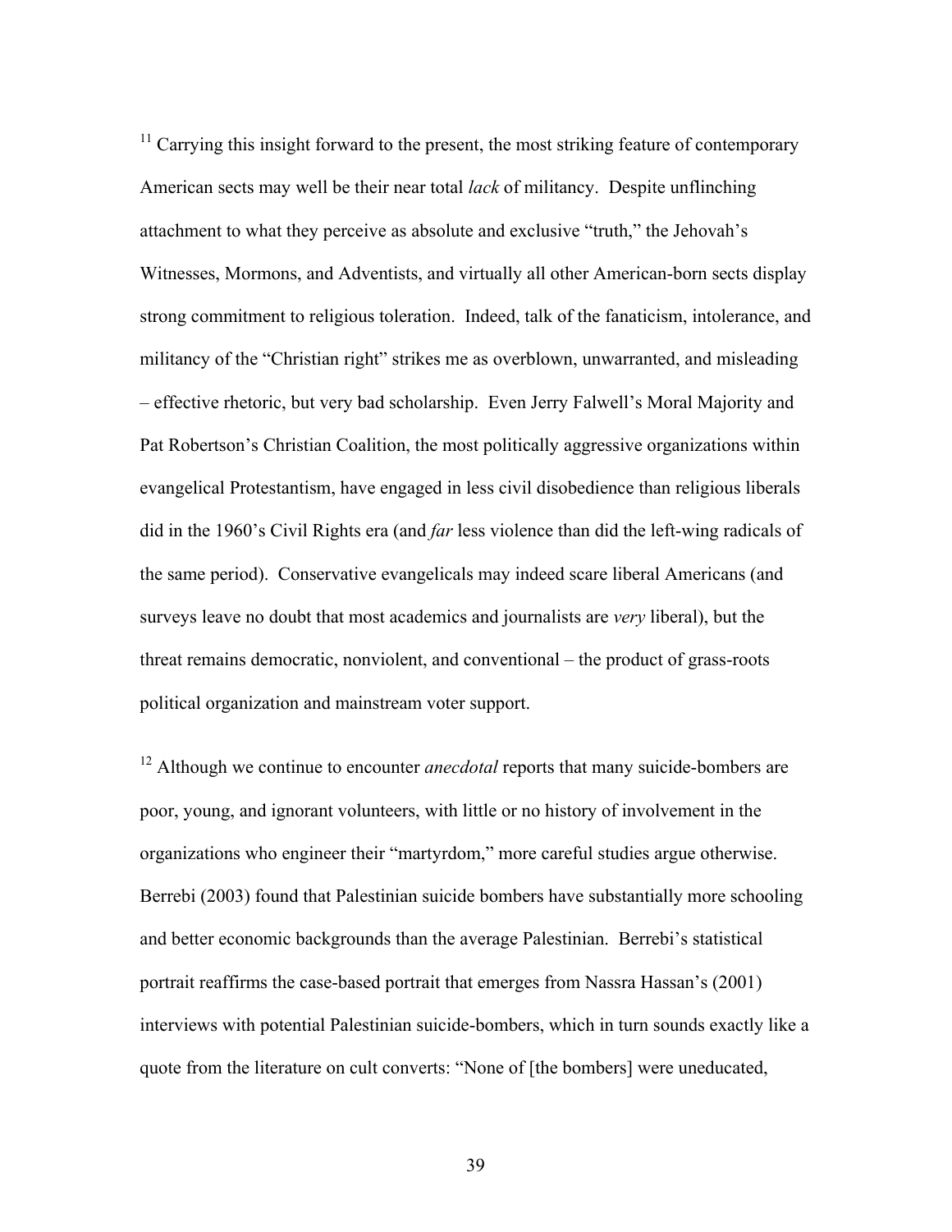[11] Carrying this insight forward to the present, the most striking feature of contemporary American sects may well be their near total *lack* of militancy. Despite unflinching attachment to what they perceive as absolute and exclusive "truth," the Jehovah's Witnesses, Mormons, and Adventists, and virtually all other American-born sects display strong commitment to religious toleration. Indeed, talk of the fanaticism, intolerance, and militancy of the "Christian right" strikes me as overblown, unwarranted, and misleading – effective rhetoric, but very bad scholarship. Even Jerry Falwell's Moral Majority and Pat Robertson's Christian Coalition, the most politically aggressive organizations within evangelical Protestantism, have engaged in less civil disobedience than religious liberals did in the 1960's Civil Rights era (and *far* less violence than did the left-wing radicals of the same period). Conservative evangelicals may indeed scare liberal Americans (and surveys leave no doubt that most academics and journalists are *very* liberal), but the threat remains democratic, nonviolent, and conventional – the product of grass-roots political organization and mainstream voter support.

[12] Although we continue to encounter *anecdotal* reports that many suicide-bombers are poor, young, and ignorant volunteers, with little or no history of involvement in the organizations who engineer their "martyrdom," more careful studies argue otherwise. Berrebi (2003) found that Palestinian suicide bombers have substantially more schooling and better economic backgrounds than the average Palestinian. Berrebi's statistical portrait reaffirms the case-based portrait that emerges from Nassra Hassan's (2001) interviews with potential Palestinian suicide-bombers, which in turn sounds exactly like a quote from the literature on cult converts: "None of [the bombers] were uneducated,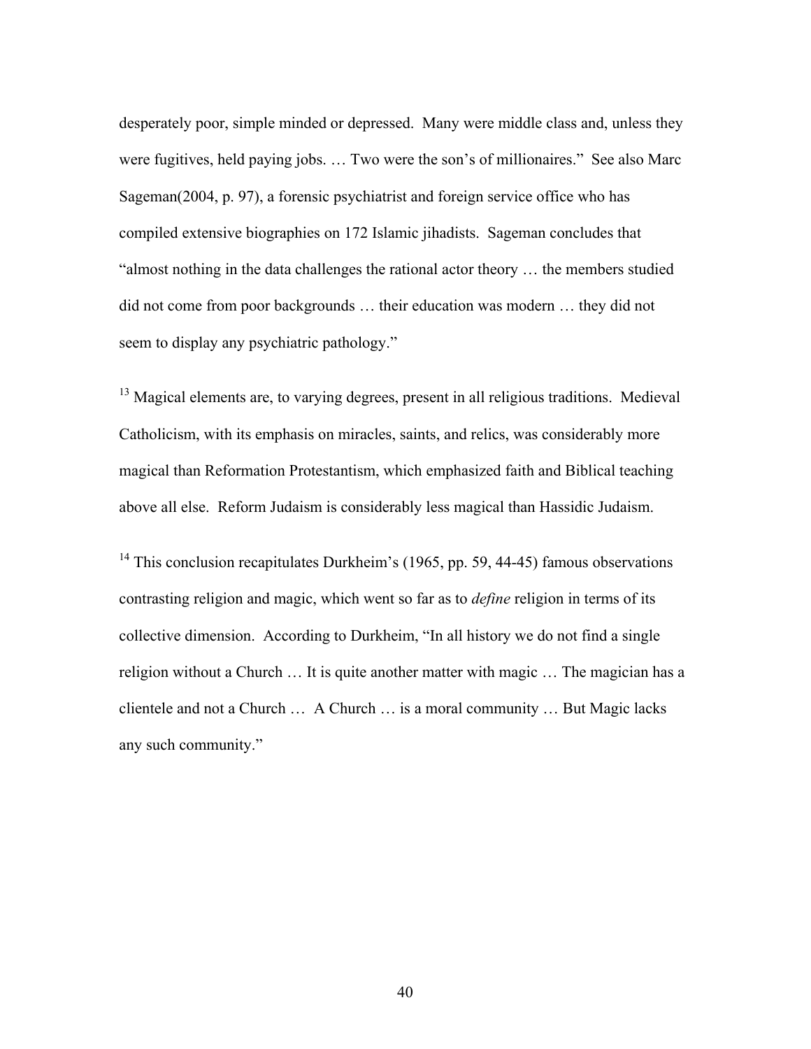desperately poor, simple minded or depressed. Many were middle class and, unless they were fugitives, held paying jobs. … Two were the son's of millionaires." See also Marc Sageman(2004, p. 97), a forensic psychiatrist and foreign service office who has compiled extensive biographies on 172 Islamic jihadists. Sageman concludes that "almost nothing in the data challenges the rational actor theory … the members studied did not come from poor backgrounds … their education was modern … they did not seem to display any psychiatric pathology."

[13] Magical elements are, to varying degrees, present in all religious traditions. Medieval Catholicism, with its emphasis on miracles, saints, and relics, was considerably more magical than Reformation Protestantism, which emphasized faith and Biblical teaching above all else. Reform Judaism is considerably less magical than Hassidic Judaism.

[14] This conclusion recapitulates Durkheim's (1965, pp. 59, 44-45) famous observations contrasting religion and magic, which went so far as to *define* religion in terms of its collective dimension. According to Durkheim, "In all history we do not find a single religion without a Church … It is quite another matter with magic … The magician has a clientele and not a Church … A Church … is a moral community … But Magic lacks any such community."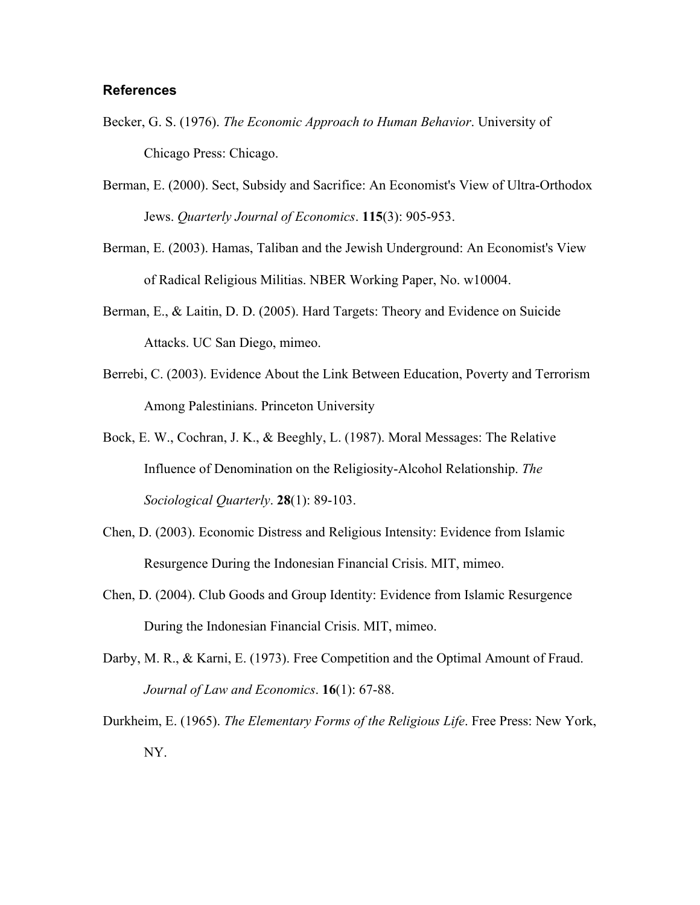### References

Becker, G. S. (1976). *The Economic Approach to Human Behavior*. University of Chicago Press: Chicago.

Berman, E. (2000). Sect, Subsidy and Sacrifice: An Economist's View of Ultra-Orthodox Jews. *Quarterly Journal of Economics*. **115**(3): 905-953.

Berman, E. (2003). Hamas, Taliban and the Jewish Underground: An Economist's View of Radical Religious Militias. NBER Working Paper, No. w10004.

Berman, E., & Laitin, D. D. (2005). Hard Targets: Theory and Evidence on Suicide Attacks. UC San Diego, mimeo.

Berrebi, C. (2003). Evidence About the Link Between Education, Poverty and Terrorism Among Palestinians. Princeton University

Bock, E. W., Cochran, J. K., & Beeghly, L. (1987). Moral Messages: The Relative Influence of Denomination on the Religiosity-Alcohol Relationship. *The Sociological Quarterly*. **28**(1): 89-103.

Chen, D. (2003). Economic Distress and Religious Intensity: Evidence from Islamic Resurgence During the Indonesian Financial Crisis. MIT, mimeo.

Chen, D. (2004). Club Goods and Group Identity: Evidence from Islamic Resurgence During the Indonesian Financial Crisis. MIT, mimeo.

Darby, M. R., & Karni, E. (1973). Free Competition and the Optimal Amount of Fraud. *Journal of Law and Economics*. **16**(1): 67-88.

Durkheim, E. (1965). *The Elementary Forms of the Religious Life*. Free Press: New York, NY.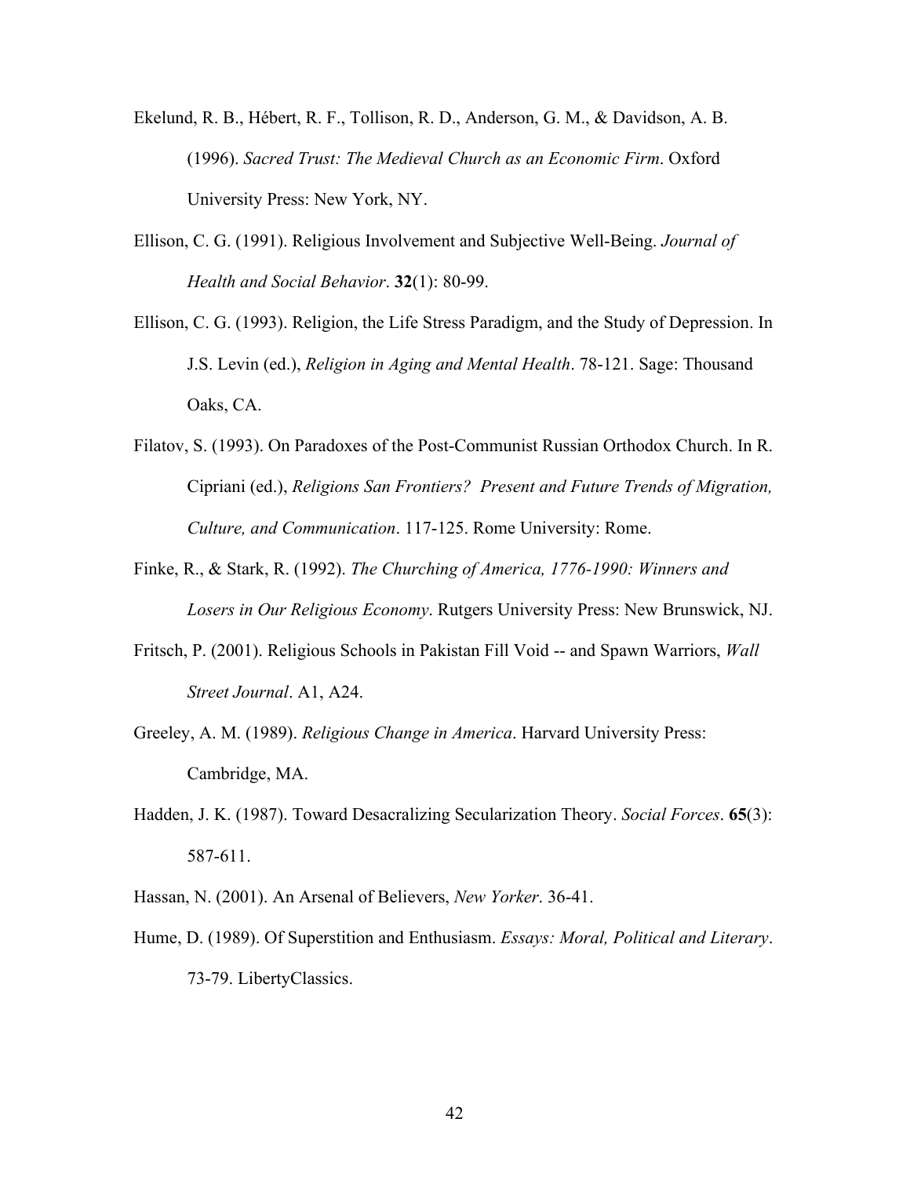Ekelund, R. B., Hébert, R. F., Tollison, R. D., Anderson, G. M., & Davidson, A. B. (1996). *Sacred Trust: The Medieval Church as an Economic Firm*. Oxford University Press: New York, NY.

Ellison, C. G. (1991). Religious Involvement and Subjective Well-Being. *Journal of Health and Social Behavior*. **32**(1): 80-99.

Ellison, C. G. (1993). Religion, the Life Stress Paradigm, and the Study of Depression. In J.S. Levin (ed.), *Religion in Aging and Mental Health*. 78-121. Sage: Thousand Oaks, CA.

Filatov, S. (1993). On Paradoxes of the Post-Communist Russian Orthodox Church. In R. Cipriani (ed.), *Religions San Frontiers? Present and Future Trends of Migration, Culture, and Communication*. 117-125. Rome University: Rome.

Finke, R., & Stark, R. (1992). *The Churching of America, 1776-1990: Winners and Losers in Our Religious Economy*. Rutgers University Press: New Brunswick, NJ.

Fritsch, P. (2001). Religious Schools in Pakistan Fill Void -- and Spawn Warriors, *Wall Street Journal*. A1, A24.

Greeley, A. M. (1989). *Religious Change in America*. Harvard University Press: Cambridge, MA.

Hadden, J. K. (1987). Toward Desacralizing Secularization Theory. *Social Forces*. **65**(3): 587-611.

Hassan, N. (2001). An Arsenal of Believers, *New Yorker*. 36-41.

Hume, D. (1989). Of Superstition and Enthusiasm. *Essays: Moral, Political and Literary*. 73-79. LibertyClassics.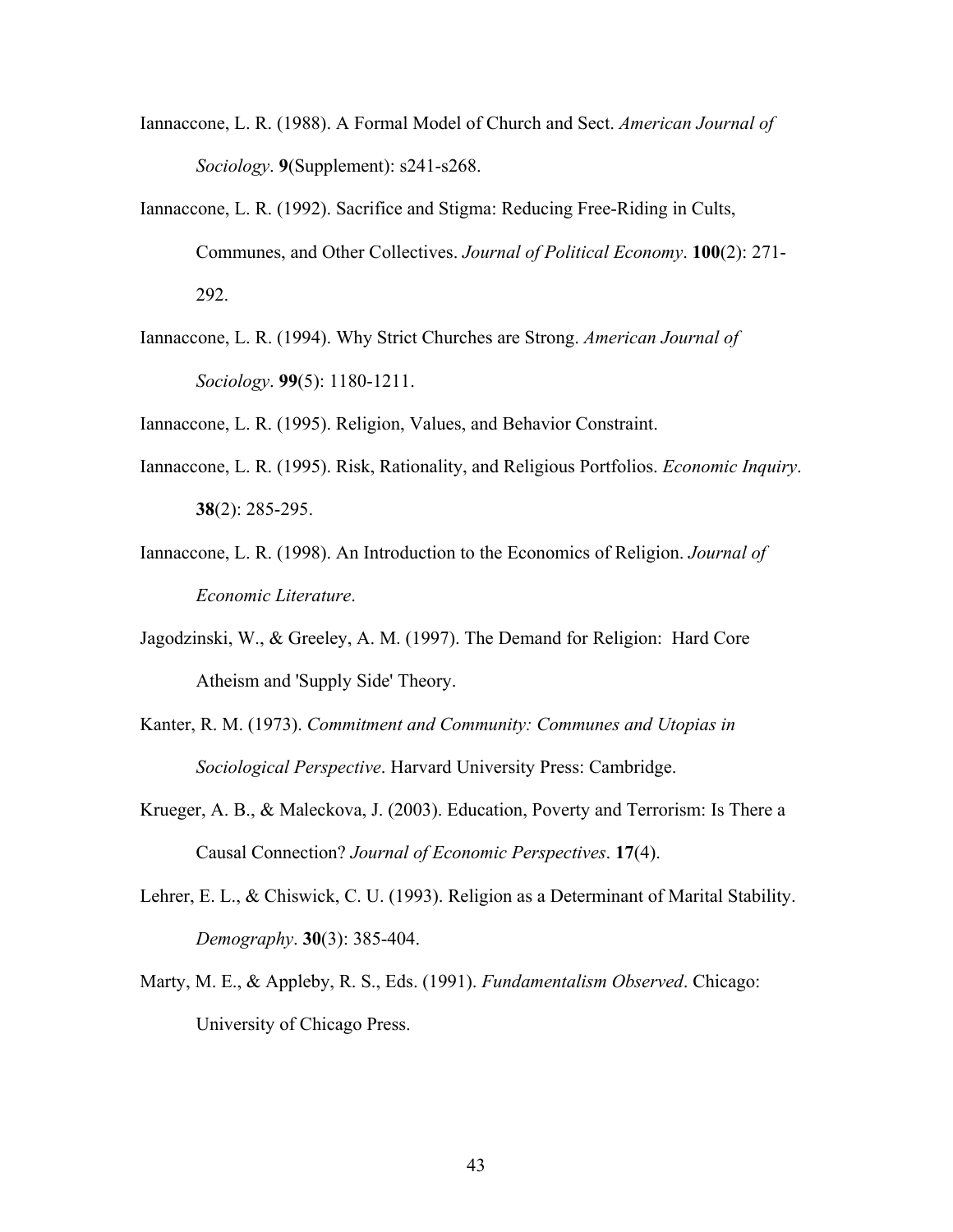Iannaccone, L. R. (1988). A Formal Model of Church and Sect. *American Journal of Sociology*. **9**(Supplement): s241-s268.

Iannaccone, L. R. (1992). Sacrifice and Stigma: Reducing Free-Riding in Cults, Communes, and Other Collectives. *Journal of Political Economy*. **100**(2): 271-292.

Iannaccone, L. R. (1994). Why Strict Churches are Strong. *American Journal of Sociology*. **99**(5): 1180-1211.

Iannaccone, L. R. (1995). Religion, Values, and Behavior Constraint.

Iannaccone, L. R. (1995). Risk, Rationality, and Religious Portfolios. *Economic Inquiry*. **38**(2): 285-295.

Iannaccone, L. R. (1998). An Introduction to the Economics of Religion. *Journal of Economic Literature*.

Jagodzinski, W., & Greeley, A. M. (1997). The Demand for Religion: Hard Core Atheism and 'Supply Side' Theory.

Kanter, R. M. (1973). *Commitment and Community: Communes and Utopias in Sociological Perspective*. Harvard University Press: Cambridge.

Krueger, A. B., & Maleckova, J. (2003). Education, Poverty and Terrorism: Is There a Causal Connection? *Journal of Economic Perspectives*. **17**(4).

Lehrer, E. L., & Chiswick, C. U. (1993). Religion as a Determinant of Marital Stability. *Demography*. **30**(3): 385-404.

Marty, M. E., & Appleby, R. S., Eds. (1991). *Fundamentalism Observed*. Chicago: University of Chicago Press.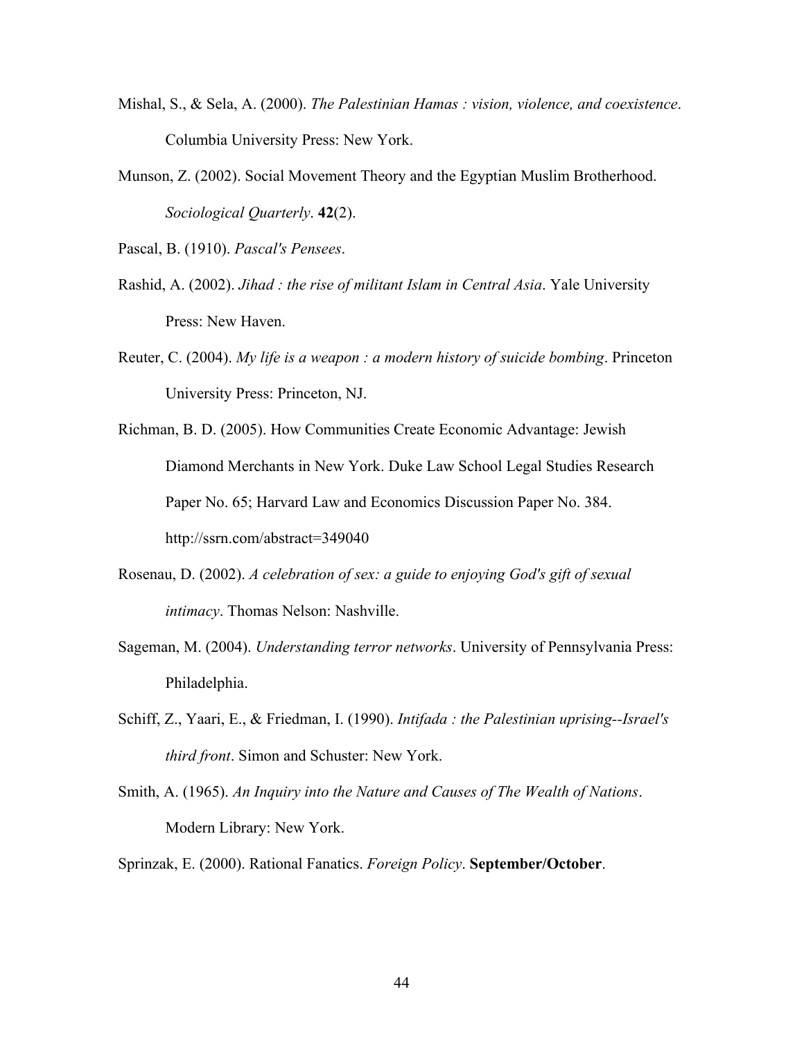Mishal, S., & Sela, A. (2000). *The Palestinian Hamas : vision, violence, and coexistence*. Columbia University Press: New York.

Munson, Z. (2002). Social Movement Theory and the Egyptian Muslim Brotherhood. *Sociological Quarterly*. **42**(2).

Pascal, B. (1910). *Pascal's Pensees*.

Rashid, A. (2002). *Jihad : the rise of militant Islam in Central Asia*. Yale University Press: New Haven.

Reuter, C. (2004). *My life is a weapon : a modern history of suicide bombing*. Princeton University Press: Princeton, NJ.

Richman, B. D. (2005). How Communities Create Economic Advantage: Jewish Diamond Merchants in New York. Duke Law School Legal Studies Research Paper No. 65; Harvard Law and Economics Discussion Paper No. 384. http://ssrn.com/abstract=349040

Rosenau, D. (2002). *A celebration of sex: a guide to enjoying God's gift of sexual intimacy*. Thomas Nelson: Nashville.

Sageman, M. (2004). *Understanding terror networks*. University of Pennsylvania Press: Philadelphia.

Schiff, Z., Yaari, E., & Friedman, I. (1990). *Intifada : the Palestinian uprising--Israel's third front*. Simon and Schuster: New York.

Smith, A. (1965). *An Inquiry into the Nature and Causes of The Wealth of Nations*. Modern Library: New York.

Sprinzak, E. (2000). Rational Fanatics. *Foreign Policy*. **September/October**.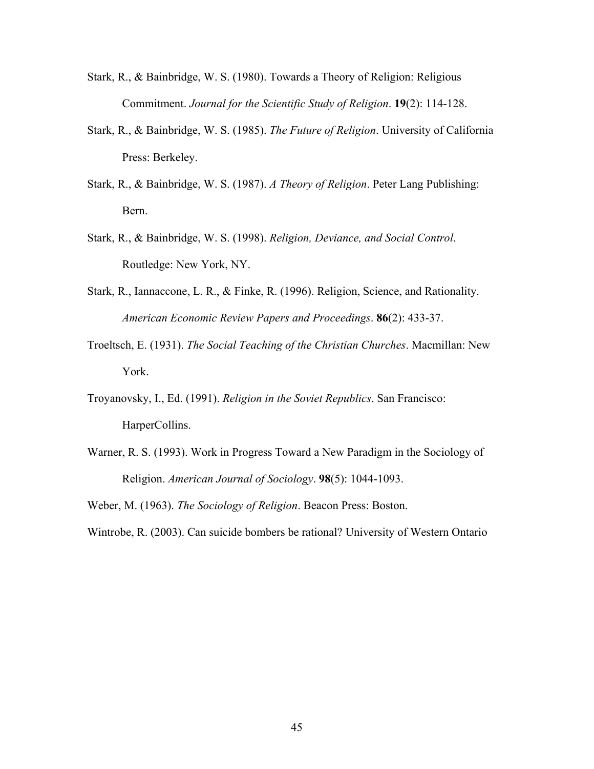Stark, R., & Bainbridge, W. S. (1980). Towards a Theory of Religion: Religious Commitment. *Journal for the Scientific Study of Religion*. **19**(2): 114-128.

Stark, R., & Bainbridge, W. S. (1985). *The Future of Religion*. University of California Press: Berkeley.

Stark, R., & Bainbridge, W. S. (1987). *A Theory of Religion*. Peter Lang Publishing: Bern.

Stark, R., & Bainbridge, W. S. (1998). *Religion, Deviance, and Social Control*. Routledge: New York, NY.

Stark, R., Iannaccone, L. R., & Finke, R. (1996). Religion, Science, and Rationality. *American Economic Review Papers and Proceedings*. **86**(2): 433-37.

Troeltsch, E. (1931). *The Social Teaching of the Christian Churches*. Macmillan: New York.

Troyanovsky, I., Ed. (1991). *Religion in the Soviet Republics*. San Francisco: HarperCollins.

Warner, R. S. (1993). Work in Progress Toward a New Paradigm in the Sociology of Religion. *American Journal of Sociology*. **98**(5): 1044-1093.

Weber, M. (1963). *The Sociology of Religion*. Beacon Press: Boston.

Wintrobe, R. (2003). Can suicide bombers be rational? University of Western Ontario